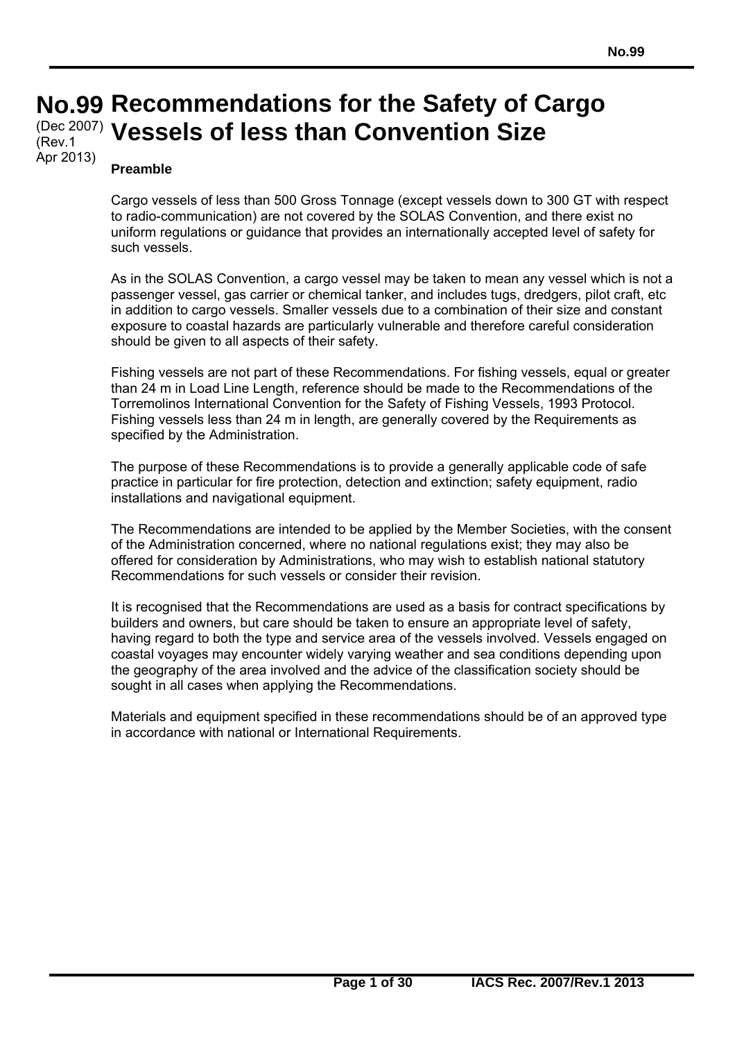# No.99 Recommendations for the Safety of Cargo Vessels of less than Convention Size

(Dec 2007)
(Rev.1 Apr 2013)

## Preamble

Cargo vessels of less than 500 Gross Tonnage (except vessels down to 300 GT with respect to radio-communication) are not covered by the SOLAS Convention, and there exist no uniform regulations or guidance that provides an internationally accepted level of safety for such vessels.

As in the SOLAS Convention, a cargo vessel may be taken to mean any vessel which is not a passenger vessel, gas carrier or chemical tanker, and includes tugs, dredgers, pilot craft, etc in addition to cargo vessels. Smaller vessels due to a combination of their size and constant exposure to coastal hazards are particularly vulnerable and therefore careful consideration should be given to all aspects of their safety.

Fishing vessels are not part of these Recommendations. For fishing vessels, equal or greater than 24 m in Load Line Length, reference should be made to the Recommendations of the Torremolinos International Convention for the Safety of Fishing Vessels, 1993 Protocol. Fishing vessels less than 24 m in length, are generally covered by the Requirements as specified by the Administration.

The purpose of these Recommendations is to provide a generally applicable code of safe practice in particular for fire protection, detection and extinction; safety equipment, radio installations and navigational equipment.

The Recommendations are intended to be applied by the Member Societies, with the consent of the Administration concerned, where no national regulations exist; they may also be offered for consideration by Administrations, who may wish to establish national statutory Recommendations for such vessels or consider their revision.

It is recognised that the Recommendations are used as a basis for contract specifications by builders and owners, but care should be taken to ensure an appropriate level of safety, having regard to both the type and service area of the vessels involved. Vessels engaged on coastal voyages may encounter widely varying weather and sea conditions depending upon the geography of the area involved and the advice of the classification society should be sought in all cases when applying the Recommendations.

Materials and equipment specified in these recommendations should be of an approved type in accordance with national or International Requirements.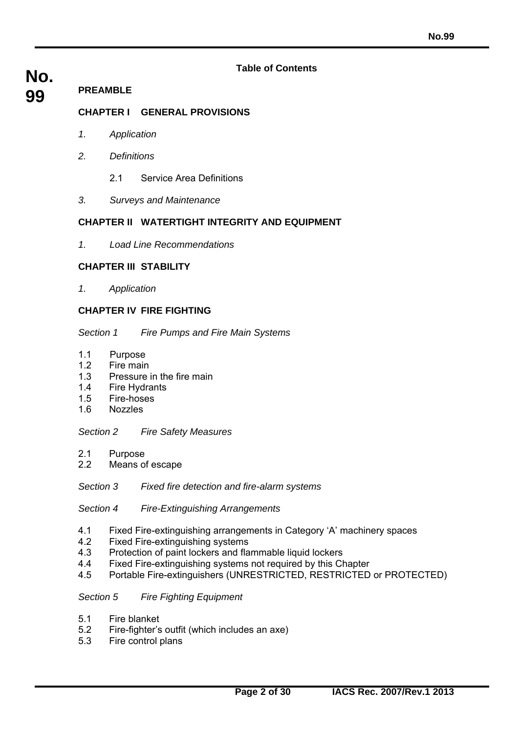## Table of Contents

**PREAMBLE**

**CHAPTER I GENERAL PROVISIONS**

*1. Application*

*2. Definitions*

2.1 Service Area Definitions

*3. Surveys and Maintenance*

**CHAPTER II WATERTIGHT INTEGRITY AND EQUIPMENT**

*1. Load Line Recommendations*

**CHAPTER III STABILITY**

*1. Application*

**CHAPTER IV FIRE FIGHTING**

*Section 1 Fire Pumps and Fire Main Systems*

1.1 Purpose
1.2 Fire main
1.3 Pressure in the fire main
1.4 Fire Hydrants
1.5 Fire-hoses
1.6 Nozzles

*Section 2 Fire Safety Measures*

2.1 Purpose
2.2 Means of escape

*Section 3 Fixed fire detection and fire-alarm systems*

*Section 4 Fire-Extinguishing Arrangements*

4.1 Fixed Fire-extinguishing arrangements in Category 'A' machinery spaces
4.2 Fixed Fire-extinguishing systems
4.3 Protection of paint lockers and flammable liquid lockers
4.4 Fixed Fire-extinguishing systems not required by this Chapter
4.5 Portable Fire-extinguishers (UNRESTRICTED, RESTRICTED or PROTECTED)

*Section 5 Fire Fighting Equipment*

5.1 Fire blanket
5.2 Fire-fighter's outfit (which includes an axe)
5.3 Fire control plans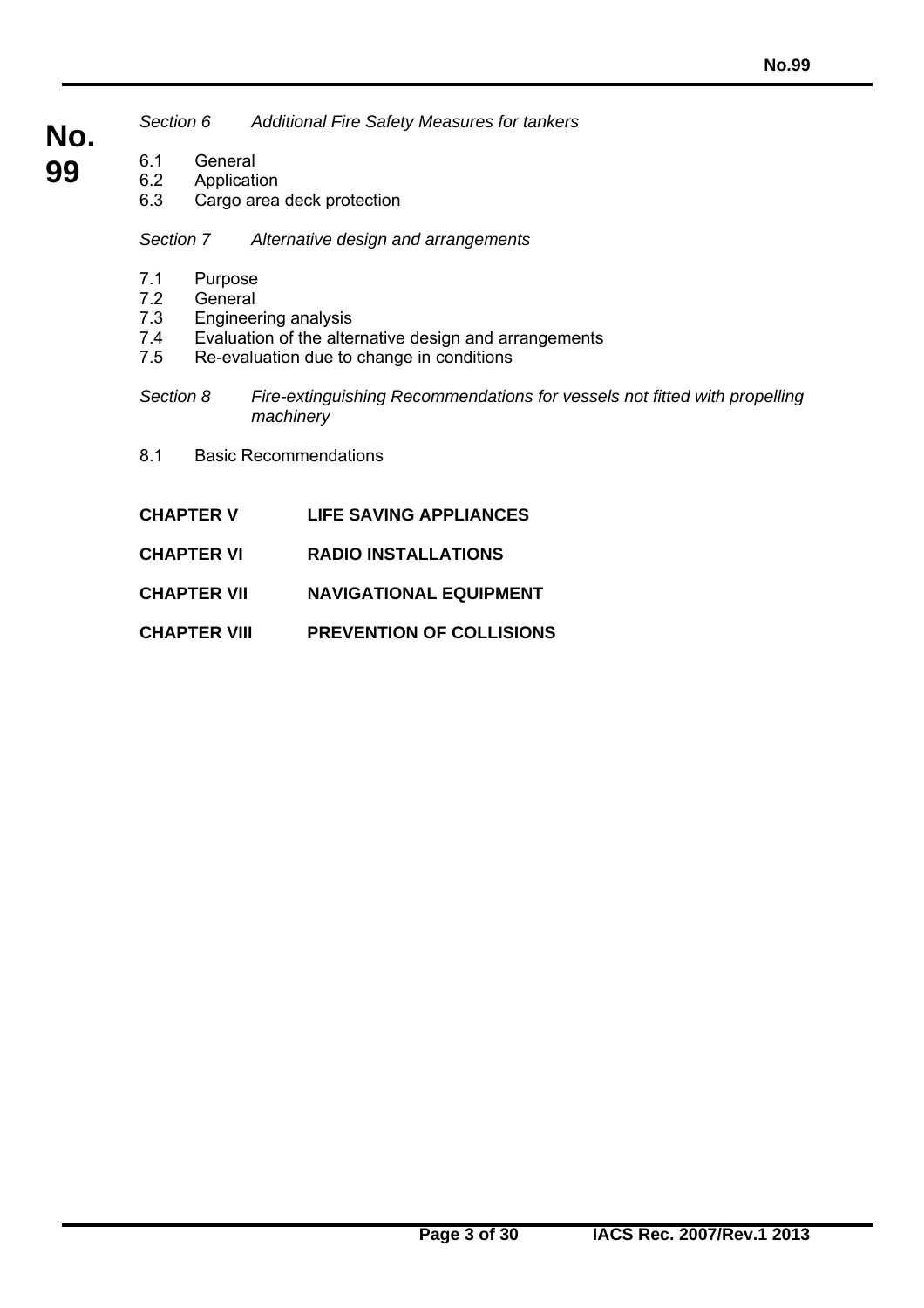*Section 6 Additional Fire Safety Measures for tankers*

6.1 General
6.2 Application
6.3 Cargo area deck protection

*Section 7 Alternative design and arrangements*

7.1 Purpose
7.2 General
7.3 Engineering analysis
7.4 Evaluation of the alternative design and arrangements
7.5 Re-evaluation due to change in conditions

*Section 8 Fire-extinguishing Recommendations for vessels not fitted with propelling machinery*

8.1 Basic Recommendations

**CHAPTER V LIFE SAVING APPLIANCES**

**CHAPTER VI RADIO INSTALLATIONS**

**CHAPTER VII NAVIGATIONAL EQUIPMENT**

**CHAPTER VIII PREVENTION OF COLLISIONS**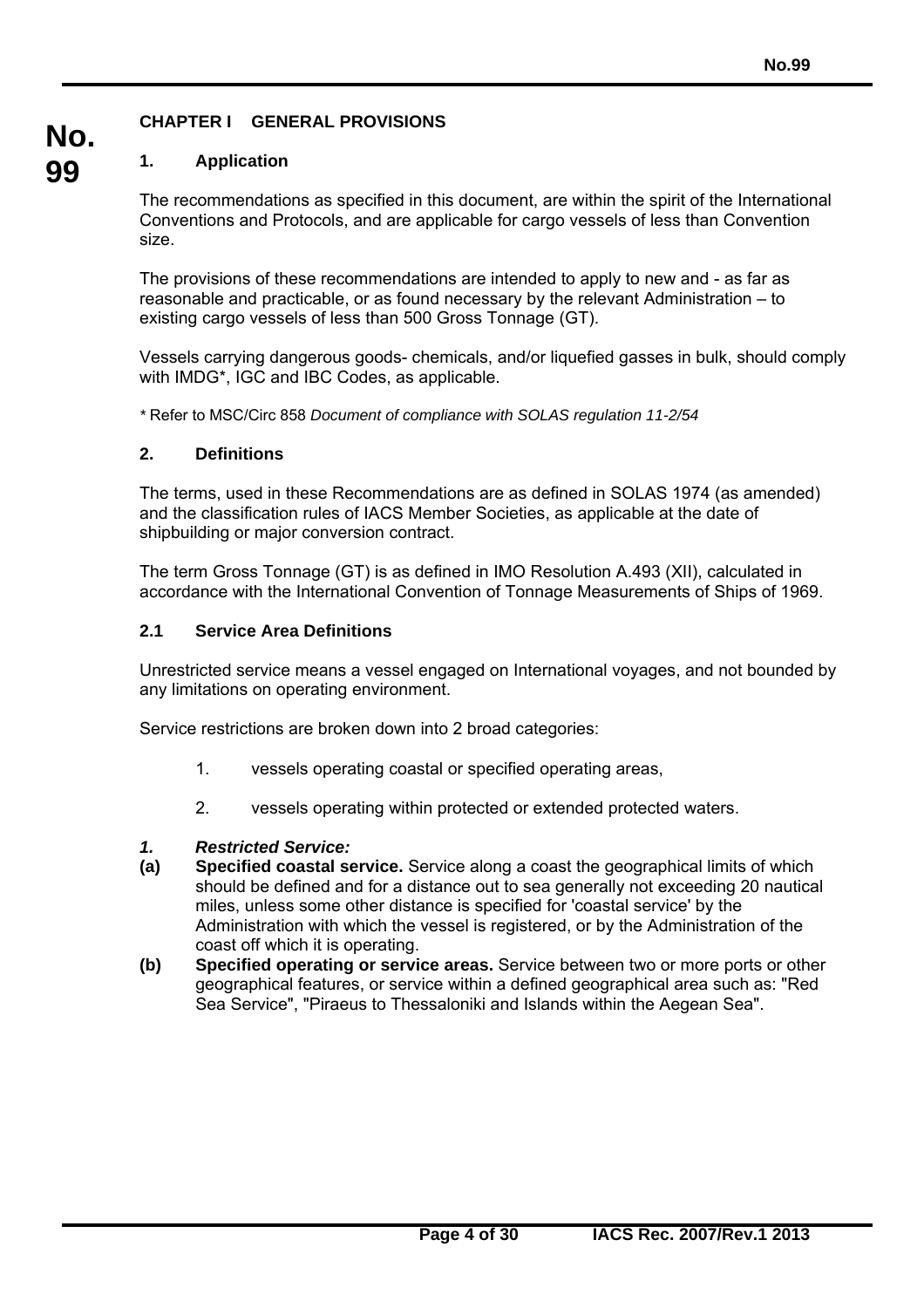## CHAPTER I GENERAL PROVISIONS

### 1. Application

The recommendations as specified in this document, are within the spirit of the International Conventions and Protocols, and are applicable for cargo vessels of less than Convention size.

The provisions of these recommendations are intended to apply to new and - as far as reasonable and practicable, or as found necessary by the relevant Administration – to existing cargo vessels of less than 500 Gross Tonnage (GT).

Vessels carrying dangerous goods- chemicals, and/or liquefied gasses in bulk, should comply with IMDG*, IGC and IBC Codes, as applicable.

\* Refer to MSC/Circ 858 *Document of compliance with SOLAS regulation 11-2/54*

### 2. Definitions

The terms, used in these Recommendations are as defined in SOLAS 1974 (as amended) and the classification rules of IACS Member Societies, as applicable at the date of shipbuilding or major conversion contract.

The term Gross Tonnage (GT) is as defined in IMO Resolution A.493 (XII), calculated in accordance with the International Convention of Tonnage Measurements of Ships of 1969.

### 2.1 Service Area Definitions

Unrestricted service means a vessel engaged on International voyages, and not bounded by any limitations on operating environment.

Service restrictions are broken down into 2 broad categories:

1. vessels operating coastal or specified operating areas,
2. vessels operating within protected or extended protected waters.

***1. Restricted Service:***

**(a) Specified coastal service.** Service along a coast the geographical limits of which should be defined and for a distance out to sea generally not exceeding 20 nautical miles, unless some other distance is specified for 'coastal service' by the Administration with which the vessel is registered, or by the Administration of the coast off which it is operating.

**(b) Specified operating or service areas.** Service between two or more ports or other geographical features, or service within a defined geographical area such as: "Red Sea Service", "Piraeus to Thessaloniki and Islands within the Aegean Sea".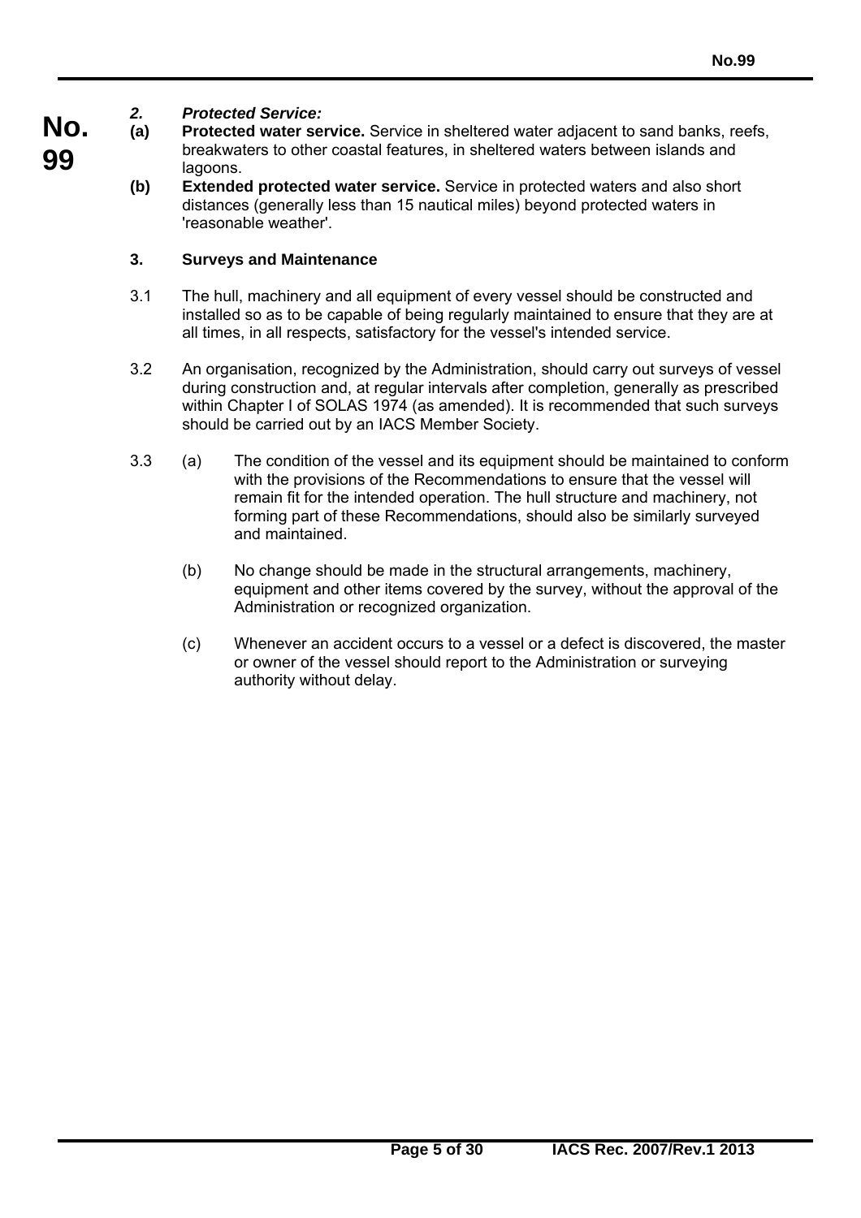*2. Protected Service:*

**(a)** **Protected water service.** Service in sheltered water adjacent to sand banks, reefs, breakwaters to other coastal features, in sheltered waters between islands and lagoons.

**(b)** **Extended protected water service.** Service in protected waters and also short distances (generally less than 15 nautical miles) beyond protected waters in 'reasonable weather'.

### 3. Surveys and Maintenance

3.1 The hull, machinery and all equipment of every vessel should be constructed and installed so as to be capable of being regularly maintained to ensure that they are at all times, in all respects, satisfactory for the vessel's intended service.

3.2 An organisation, recognized by the Administration, should carry out surveys of vessel during construction and, at regular intervals after completion, generally as prescribed within Chapter I of SOLAS 1974 (as amended). It is recommended that such surveys should be carried out by an IACS Member Society.

3.3 (a) The condition of the vessel and its equipment should be maintained to conform with the provisions of the Recommendations to ensure that the vessel will remain fit for the intended operation. The hull structure and machinery, not forming part of these Recommendations, should also be similarly surveyed and maintained.

(b) No change should be made in the structural arrangements, machinery, equipment and other items covered by the survey, without the approval of the Administration or recognized organization.

(c) Whenever an accident occurs to a vessel or a defect is discovered, the master or owner of the vessel should report to the Administration or surveying authority without delay.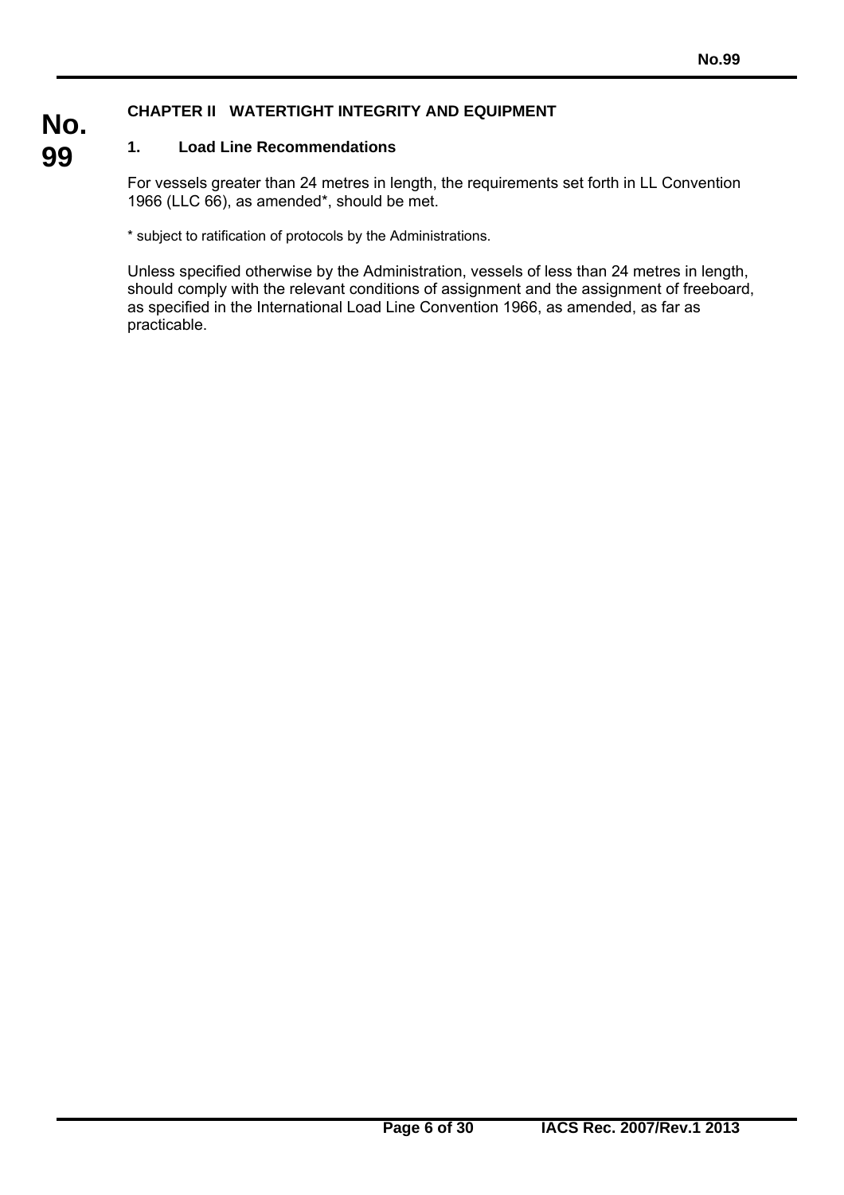## CHAPTER II WATERTIGHT INTEGRITY AND EQUIPMENT

### 1. Load Line Recommendations

For vessels greater than 24 metres in length, the requirements set forth in LL Convention 1966 (LLC 66), as amended*, should be met.

* subject to ratification of protocols by the Administrations.

Unless specified otherwise by the Administration, vessels of less than 24 metres in length, should comply with the relevant conditions of assignment and the assignment of freeboard, as specified in the International Load Line Convention 1966, as amended, as far as practicable.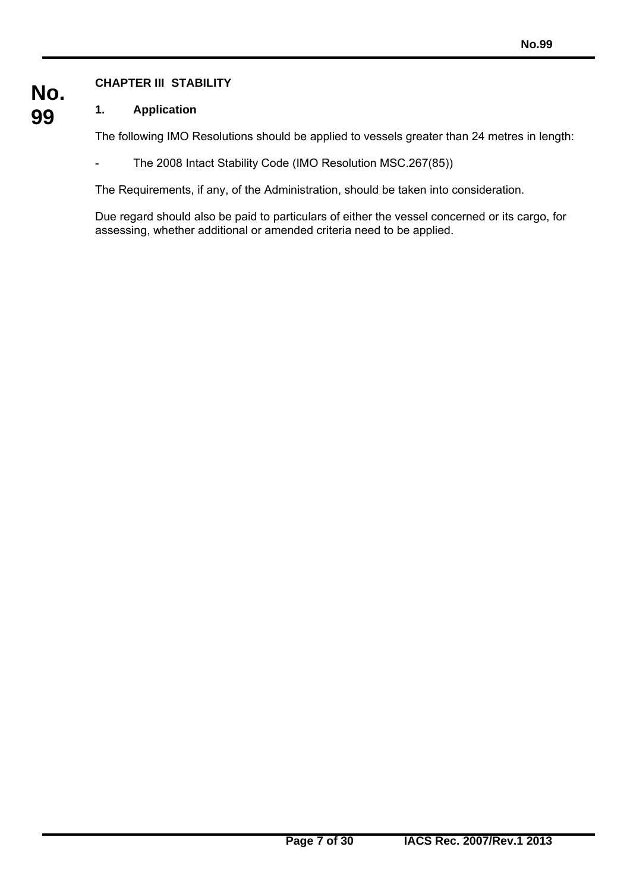## CHAPTER III STABILITY

### 1. Application

The following IMO Resolutions should be applied to vessels greater than 24 metres in length:

- The 2008 Intact Stability Code (IMO Resolution MSC.267(85))

The Requirements, if any, of the Administration, should be taken into consideration.

Due regard should also be paid to particulars of either the vessel concerned or its cargo, for assessing, whether additional or amended criteria need to be applied.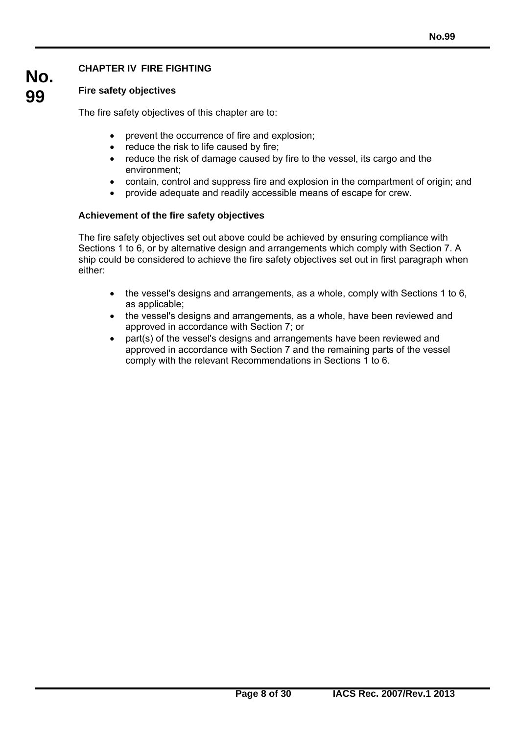## CHAPTER IV FIRE FIGHTING

### Fire safety objectives

The fire safety objectives of this chapter are to:

- prevent the occurrence of fire and explosion;
- reduce the risk to life caused by fire;
- reduce the risk of damage caused by fire to the vessel, its cargo and the environment;
- contain, control and suppress fire and explosion in the compartment of origin; and
- provide adequate and readily accessible means of escape for crew.

### Achievement of the fire safety objectives

The fire safety objectives set out above could be achieved by ensuring compliance with Sections 1 to 6, or by alternative design and arrangements which comply with Section 7. A ship could be considered to achieve the fire safety objectives set out in first paragraph when either:

- the vessel's designs and arrangements, as a whole, comply with Sections 1 to 6, as applicable;
- the vessel's designs and arrangements, as a whole, have been reviewed and approved in accordance with Section 7; or
- part(s) of the vessel's designs and arrangements have been reviewed and approved in accordance with Section 7 and the remaining parts of the vessel comply with the relevant Recommendations in Sections 1 to 6.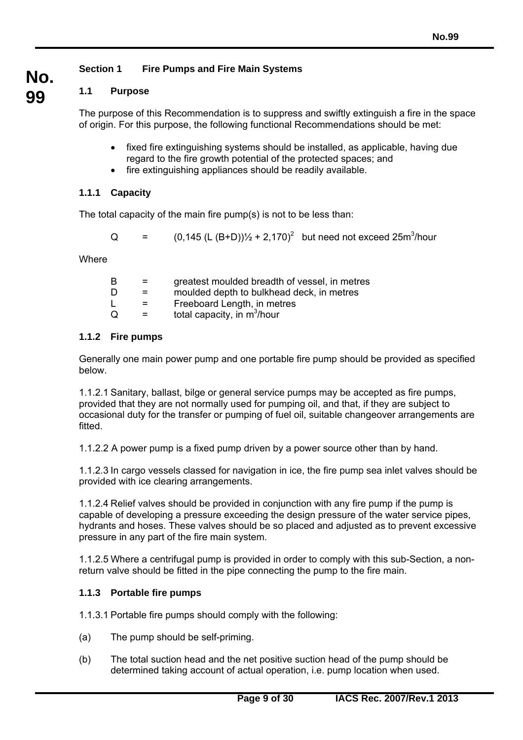## Section 1 Fire Pumps and Fire Main Systems

### 1.1 Purpose

The purpose of this Recommendation is to suppress and swiftly extinguish a fire in the space of origin. For this purpose, the following functional Recommendations should be met:

- fixed fire extinguishing systems should be installed, as applicable, having due regard to the fire growth potential of the protected spaces; and
- fire extinguishing appliances should be readily available.

#### 1.1.1 Capacity

The total capacity of the main fire pump(s) is not to be less than:

$$Q = (0{,}145\,(L\,(B+D))^{1/2} + 2{,}170)^2 \quad \text{but need not exceed } 25\text{m}^3\text{/hour}$$

Where

- $B$ = greatest moulded breadth of vessel, in metres
- $D$ = moulded depth to bulkhead deck, in metres
- $L$ = Freeboard Length, in metres
- $Q$ = total capacity, in $m^3$/hour

#### 1.1.2 Fire pumps

Generally one main power pump and one portable fire pump should be provided as specified below.

1.1.2.1 Sanitary, ballast, bilge or general service pumps may be accepted as fire pumps, provided that they are not normally used for pumping oil, and that, if they are subject to occasional duty for the transfer or pumping of fuel oil, suitable changeover arrangements are fitted.

1.1.2.2 A power pump is a fixed pump driven by a power source other than by hand.

1.1.2.3 In cargo vessels classed for navigation in ice, the fire pump sea inlet valves should be provided with ice clearing arrangements.

1.1.2.4 Relief valves should be provided in conjunction with any fire pump if the pump is capable of developing a pressure exceeding the design pressure of the water service pipes, hydrants and hoses. These valves should be so placed and adjusted as to prevent excessive pressure in any part of the fire main system.

1.1.2.5 Where a centrifugal pump is provided in order to comply with this sub-Section, a non-return valve should be fitted in the pipe connecting the pump to the fire main.

#### 1.1.3 Portable fire pumps

1.1.3.1 Portable fire pumps should comply with the following:

(a) The pump should be self-priming.

(b) The total suction head and the net positive suction head of the pump should be determined taking account of actual operation, i.e. pump location when used.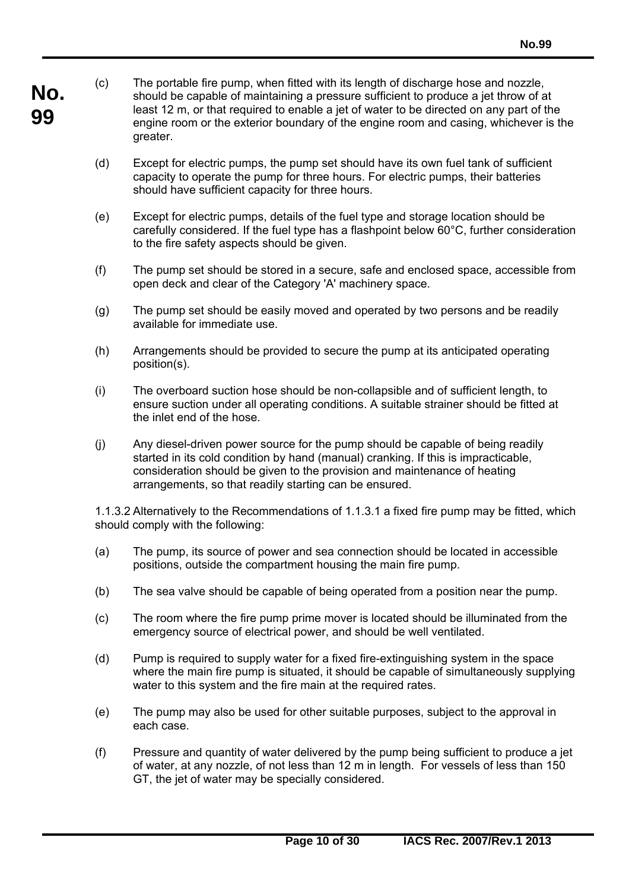(c) The portable fire pump, when fitted with its length of discharge hose and nozzle, should be capable of maintaining a pressure sufficient to produce a jet throw of at least 12 m, or that required to enable a jet of water to be directed on any part of the engine room or the exterior boundary of the engine room and casing, whichever is the greater.

(d) Except for electric pumps, the pump set should have its own fuel tank of sufficient capacity to operate the pump for three hours. For electric pumps, their batteries should have sufficient capacity for three hours.

(e) Except for electric pumps, details of the fuel type and storage location should be carefully considered. If the fuel type has a flashpoint below 60°C, further consideration to the fire safety aspects should be given.

(f) The pump set should be stored in a secure, safe and enclosed space, accessible from open deck and clear of the Category 'A' machinery space.

(g) The pump set should be easily moved and operated by two persons and be readily available for immediate use.

(h) Arrangements should be provided to secure the pump at its anticipated operating position(s).

(i) The overboard suction hose should be non-collapsible and of sufficient length, to ensure suction under all operating conditions. A suitable strainer should be fitted at the inlet end of the hose.

(j) Any diesel-driven power source for the pump should be capable of being readily started in its cold condition by hand (manual) cranking. If this is impracticable, consideration should be given to the provision and maintenance of heating arrangements, so that readily starting can be ensured.

1.1.3.2 Alternatively to the Recommendations of 1.1.3.1 a fixed fire pump may be fitted, which should comply with the following:

(a) The pump, its source of power and sea connection should be located in accessible positions, outside the compartment housing the main fire pump.

(b) The sea valve should be capable of being operated from a position near the pump.

(c) The room where the fire pump prime mover is located should be illuminated from the emergency source of electrical power, and should be well ventilated.

(d) Pump is required to supply water for a fixed fire-extinguishing system in the space where the main fire pump is situated, it should be capable of simultaneously supplying water to this system and the fire main at the required rates.

(e) The pump may also be used for other suitable purposes, subject to the approval in each case.

(f) Pressure and quantity of water delivered by the pump being sufficient to produce a jet of water, at any nozzle, of not less than 12 m in length. For vessels of less than 150 GT, the jet of water may be specially considered.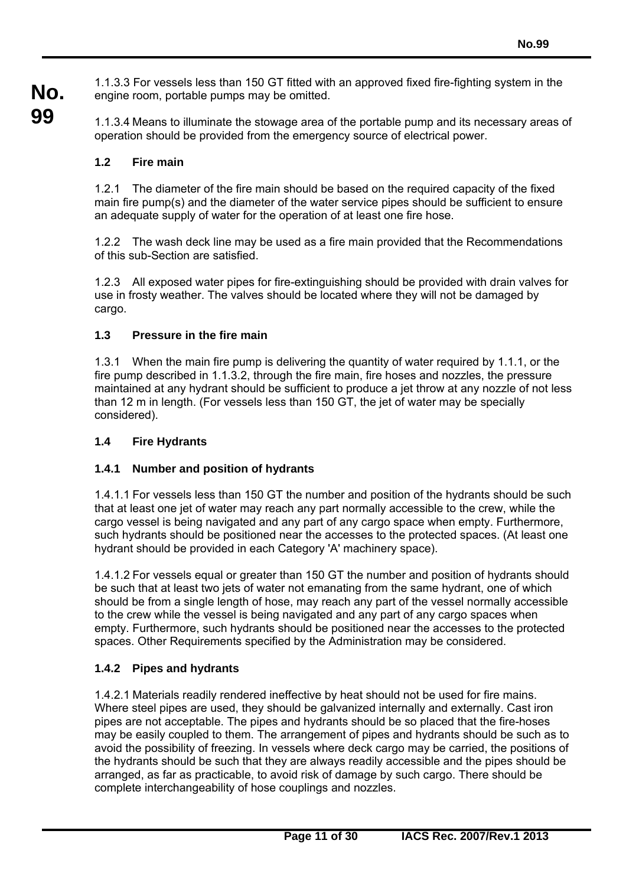1.1.3.3 For vessels less than 150 GT fitted with an approved fixed fire-fighting system in the engine room, portable pumps may be omitted.

1.1.3.4 Means to illuminate the stowage area of the portable pump and its necessary areas of operation should be provided from the emergency source of electrical power.

### 1.2 Fire main

1.2.1 The diameter of the fire main should be based on the required capacity of the fixed main fire pump(s) and the diameter of the water service pipes should be sufficient to ensure an adequate supply of water for the operation of at least one fire hose.

1.2.2 The wash deck line may be used as a fire main provided that the Recommendations of this sub-Section are satisfied.

1.2.3 All exposed water pipes for fire-extinguishing should be provided with drain valves for use in frosty weather. The valves should be located where they will not be damaged by cargo.

### 1.3 Pressure in the fire main

1.3.1 When the main fire pump is delivering the quantity of water required by 1.1.1, or the fire pump described in 1.1.3.2, through the fire main, fire hoses and nozzles, the pressure maintained at any hydrant should be sufficient to produce a jet throw at any nozzle of not less than 12 m in length. (For vessels less than 150 GT, the jet of water may be specially considered).

### 1.4 Fire Hydrants

#### 1.4.1 Number and position of hydrants

1.4.1.1 For vessels less than 150 GT the number and position of the hydrants should be such that at least one jet of water may reach any part normally accessible to the crew, while the cargo vessel is being navigated and any part of any cargo space when empty. Furthermore, such hydrants should be positioned near the accesses to the protected spaces. (At least one hydrant should be provided in each Category 'A' machinery space).

1.4.1.2 For vessels equal or greater than 150 GT the number and position of hydrants should be such that at least two jets of water not emanating from the same hydrant, one of which should be from a single length of hose, may reach any part of the vessel normally accessible to the crew while the vessel is being navigated and any part of any cargo spaces when empty. Furthermore, such hydrants should be positioned near the accesses to the protected spaces. Other Requirements specified by the Administration may be considered.

#### 1.4.2 Pipes and hydrants

1.4.2.1 Materials readily rendered ineffective by heat should not be used for fire mains. Where steel pipes are used, they should be galvanized internally and externally. Cast iron pipes are not acceptable. The pipes and hydrants should be so placed that the fire-hoses may be easily coupled to them. The arrangement of pipes and hydrants should be such as to avoid the possibility of freezing. In vessels where deck cargo may be carried, the positions of the hydrants should be such that they are always readily accessible and the pipes should be arranged, as far as practicable, to avoid risk of damage by such cargo. There should be complete interchangeability of hose couplings and nozzles.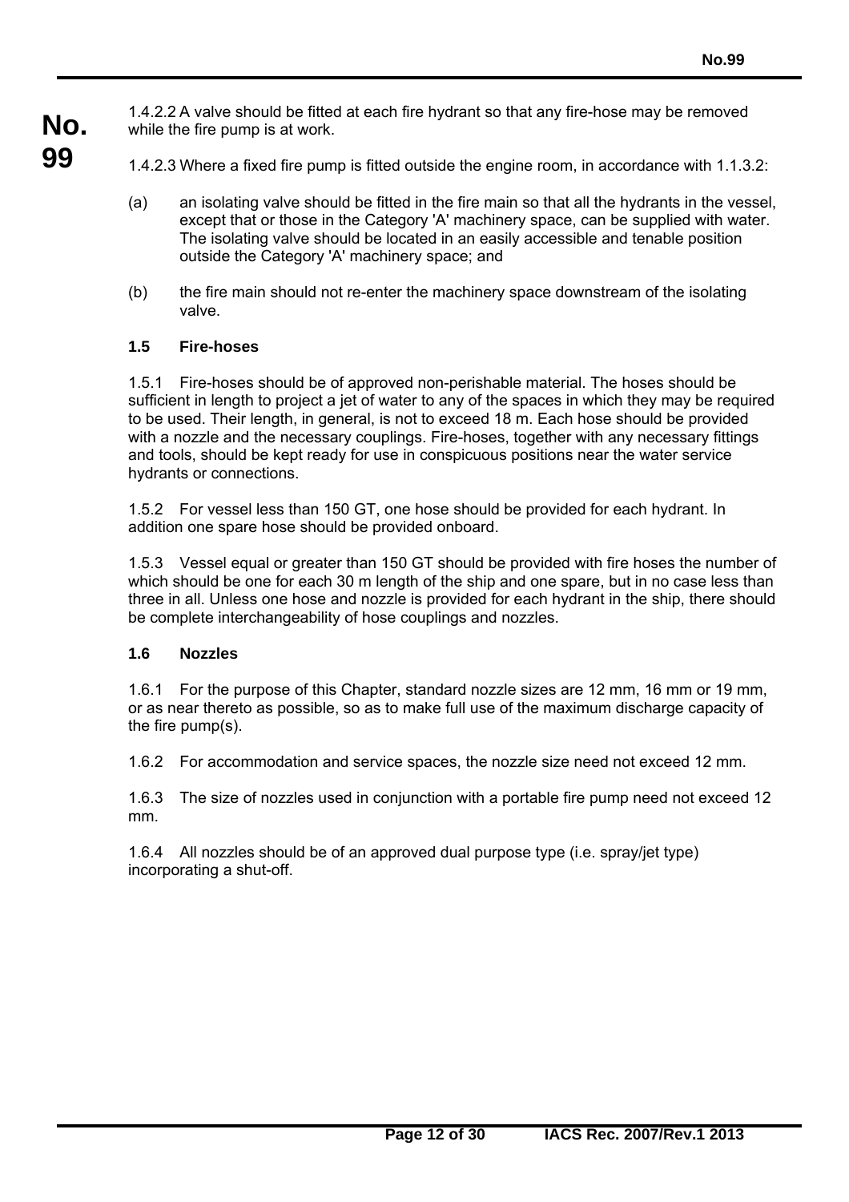1.4.2.2 A valve should be fitted at each fire hydrant so that any fire-hose may be removed while the fire pump is at work.

1.4.2.3 Where a fixed fire pump is fitted outside the engine room, in accordance with 1.1.3.2:

(a) an isolating valve should be fitted in the fire main so that all the hydrants in the vessel, except that or those in the Category 'A' machinery space, can be supplied with water. The isolating valve should be located in an easily accessible and tenable position outside the Category 'A' machinery space; and

(b) the fire main should not re-enter the machinery space downstream of the isolating valve.

### 1.5 Fire-hoses

1.5.1 Fire-hoses should be of approved non-perishable material. The hoses should be sufficient in length to project a jet of water to any of the spaces in which they may be required to be used. Their length, in general, is not to exceed 18 m. Each hose should be provided with a nozzle and the necessary couplings. Fire-hoses, together with any necessary fittings and tools, should be kept ready for use in conspicuous positions near the water service hydrants or connections.

1.5.2 For vessel less than 150 GT, one hose should be provided for each hydrant. In addition one spare hose should be provided onboard.

1.5.3 Vessel equal or greater than 150 GT should be provided with fire hoses the number of which should be one for each 30 m length of the ship and one spare, but in no case less than three in all. Unless one hose and nozzle is provided for each hydrant in the ship, there should be complete interchangeability of hose couplings and nozzles.

### 1.6 Nozzles

1.6.1 For the purpose of this Chapter, standard nozzle sizes are 12 mm, 16 mm or 19 mm, or as near thereto as possible, so as to make full use of the maximum discharge capacity of the fire pump(s).

1.6.2 For accommodation and service spaces, the nozzle size need not exceed 12 mm.

1.6.3 The size of nozzles used in conjunction with a portable fire pump need not exceed 12 mm.

1.6.4 All nozzles should be of an approved dual purpose type (i.e. spray/jet type) incorporating a shut-off.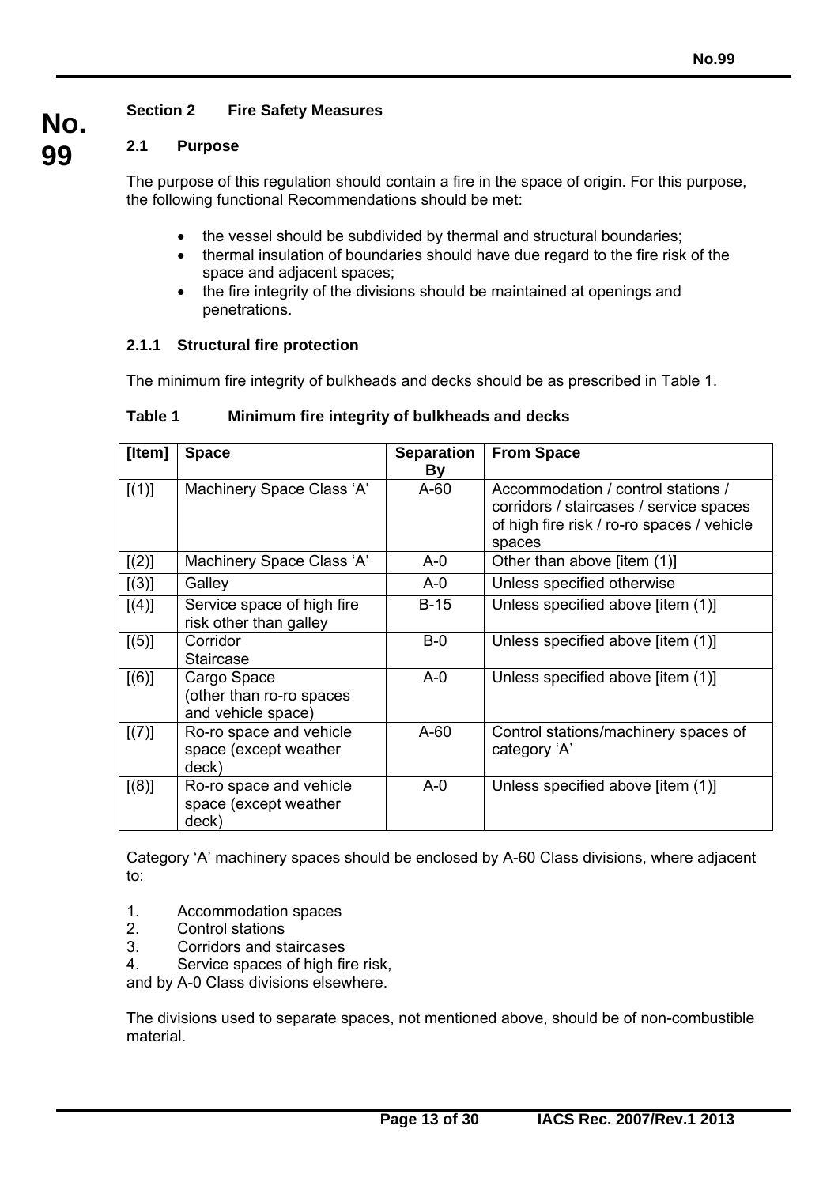## Section 2 Fire Safety Measures

### 2.1 Purpose

The purpose of this regulation should contain a fire in the space of origin. For this purpose, the following functional Recommendations should be met:

- the vessel should be subdivided by thermal and structural boundaries;
- thermal insulation of boundaries should have due regard to the fire risk of the space and adjacent spaces;
- the fire integrity of the divisions should be maintained at openings and penetrations.

#### 2.1.1 Structural fire protection

The minimum fire integrity of bulkheads and decks should be as prescribed in Table 1.

**Table 1 Minimum fire integrity of bulkheads and decks**

| [Item] | Space | Separation By | From Space |
|---|---|---|---|
| [(1)] | Machinery Space Class 'A' | A-60 | Accommodation / control stations / corridors / staircases / service spaces of high fire risk / ro-ro spaces / vehicle spaces |
| [(2)] | Machinery Space Class 'A' | A-0 | Other than above [item (1)] |
| [(3)] | Galley | A-0 | Unless specified otherwise |
| [(4)] | Service space of high fire risk other than galley | B-15 | Unless specified above [item (1)] |
| [(5)] | Corridor Staircase | B-0 | Unless specified above [item (1)] |
| [(6)] | Cargo Space (other than ro-ro spaces and vehicle space) | A-0 | Unless specified above [item (1)] |
| [(7)] | Ro-ro space and vehicle space (except weather deck) | A-60 | Control stations/machinery spaces of category 'A' |
| [(8)] | Ro-ro space and vehicle space (except weather deck) | A-0 | Unless specified above [item (1)] |

Category 'A' machinery spaces should be enclosed by A-60 Class divisions, where adjacent to:

1. Accommodation spaces
2. Control stations
3. Corridors and staircases
4. Service spaces of high fire risk,

and by A-0 Class divisions elsewhere.

The divisions used to separate spaces, not mentioned above, should be of non-combustible material.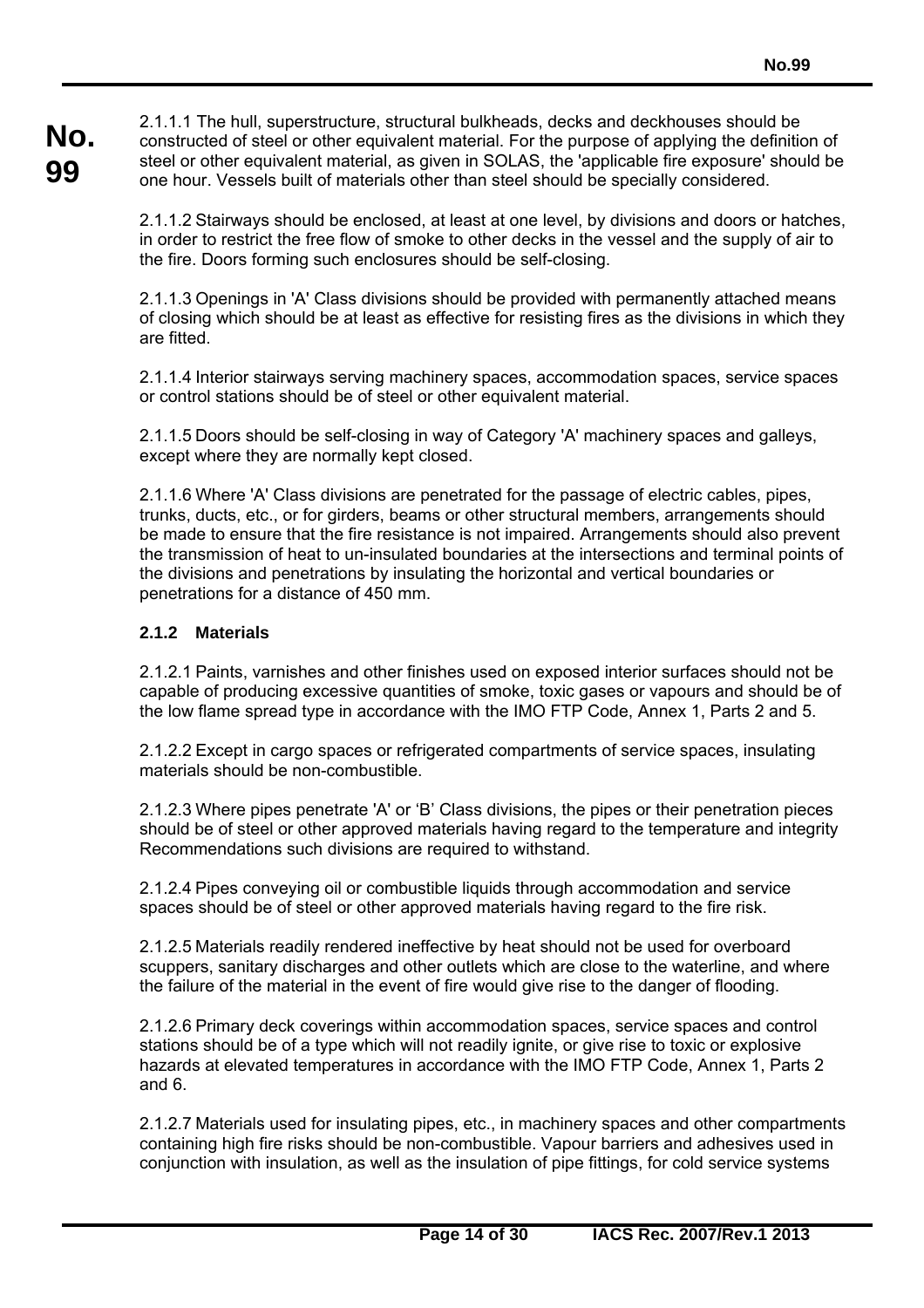2.1.1.1 The hull, superstructure, structural bulkheads, decks and deckhouses should be constructed of steel or other equivalent material. For the purpose of applying the definition of steel or other equivalent material, as given in SOLAS, the 'applicable fire exposure' should be one hour. Vessels built of materials other than steel should be specially considered.

2.1.1.2 Stairways should be enclosed, at least at one level, by divisions and doors or hatches, in order to restrict the free flow of smoke to other decks in the vessel and the supply of air to the fire. Doors forming such enclosures should be self-closing.

2.1.1.3 Openings in 'A' Class divisions should be provided with permanently attached means of closing which should be at least as effective for resisting fires as the divisions in which they are fitted.

2.1.1.4 Interior stairways serving machinery spaces, accommodation spaces, service spaces or control stations should be of steel or other equivalent material.

2.1.1.5 Doors should be self-closing in way of Category 'A' machinery spaces and galleys, except where they are normally kept closed.

2.1.1.6 Where 'A' Class divisions are penetrated for the passage of electric cables, pipes, trunks, ducts, etc., or for girders, beams or other structural members, arrangements should be made to ensure that the fire resistance is not impaired. Arrangements should also prevent the transmission of heat to un-insulated boundaries at the intersections and terminal points of the divisions and penetrations by insulating the horizontal and vertical boundaries or penetrations for a distance of 450 mm.

### 2.1.2 Materials

2.1.2.1 Paints, varnishes and other finishes used on exposed interior surfaces should not be capable of producing excessive quantities of smoke, toxic gases or vapours and should be of the low flame spread type in accordance with the IMO FTP Code, Annex 1, Parts 2 and 5.

2.1.2.2 Except in cargo spaces or refrigerated compartments of service spaces, insulating materials should be non-combustible.

2.1.2.3 Where pipes penetrate 'A' or 'B' Class divisions, the pipes or their penetration pieces should be of steel or other approved materials having regard to the temperature and integrity Recommendations such divisions are required to withstand.

2.1.2.4 Pipes conveying oil or combustible liquids through accommodation and service spaces should be of steel or other approved materials having regard to the fire risk.

2.1.2.5 Materials readily rendered ineffective by heat should not be used for overboard scuppers, sanitary discharges and other outlets which are close to the waterline, and where the failure of the material in the event of fire would give rise to the danger of flooding.

2.1.2.6 Primary deck coverings within accommodation spaces, service spaces and control stations should be of a type which will not readily ignite, or give rise to toxic or explosive hazards at elevated temperatures in accordance with the IMO FTP Code, Annex 1, Parts 2 and 6.

2.1.2.7 Materials used for insulating pipes, etc., in machinery spaces and other compartments containing high fire risks should be non-combustible. Vapour barriers and adhesives used in conjunction with insulation, as well as the insulation of pipe fittings, for cold service systems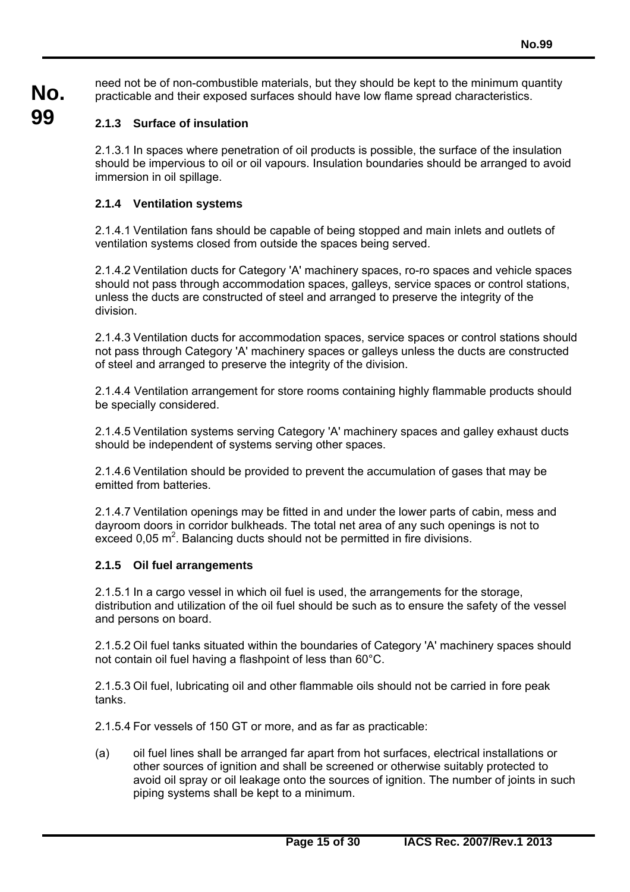need not be of non-combustible materials, but they should be kept to the minimum quantity practicable and their exposed surfaces should have low flame spread characteristics.

### 2.1.3 Surface of insulation

2.1.3.1 In spaces where penetration of oil products is possible, the surface of the insulation should be impervious to oil or oil vapours. Insulation boundaries should be arranged to avoid immersion in oil spillage.

### 2.1.4 Ventilation systems

2.1.4.1 Ventilation fans should be capable of being stopped and main inlets and outlets of ventilation systems closed from outside the spaces being served.

2.1.4.2 Ventilation ducts for Category 'A' machinery spaces, ro-ro spaces and vehicle spaces should not pass through accommodation spaces, galleys, service spaces or control stations, unless the ducts are constructed of steel and arranged to preserve the integrity of the division.

2.1.4.3 Ventilation ducts for accommodation spaces, service spaces or control stations should not pass through Category 'A' machinery spaces or galleys unless the ducts are constructed of steel and arranged to preserve the integrity of the division.

2.1.4.4 Ventilation arrangement for store rooms containing highly flammable products should be specially considered.

2.1.4.5 Ventilation systems serving Category 'A' machinery spaces and galley exhaust ducts should be independent of systems serving other spaces.

2.1.4.6 Ventilation should be provided to prevent the accumulation of gases that may be emitted from batteries.

2.1.4.7 Ventilation openings may be fitted in and under the lower parts of cabin, mess and dayroom doors in corridor bulkheads. The total net area of any such openings is not to exceed 0,05 $m^2$. Balancing ducts should not be permitted in fire divisions.

### 2.1.5 Oil fuel arrangements

2.1.5.1 In a cargo vessel in which oil fuel is used, the arrangements for the storage, distribution and utilization of the oil fuel should be such as to ensure the safety of the vessel and persons on board.

2.1.5.2 Oil fuel tanks situated within the boundaries of Category 'A' machinery spaces should not contain oil fuel having a flashpoint of less than 60°C.

2.1.5.3 Oil fuel, lubricating oil and other flammable oils should not be carried in fore peak tanks.

2.1.5.4 For vessels of 150 GT or more, and as far as practicable:

(a) oil fuel lines shall be arranged far apart from hot surfaces, electrical installations or other sources of ignition and shall be screened or otherwise suitably protected to avoid oil spray or oil leakage onto the sources of ignition. The number of joints in such piping systems shall be kept to a minimum.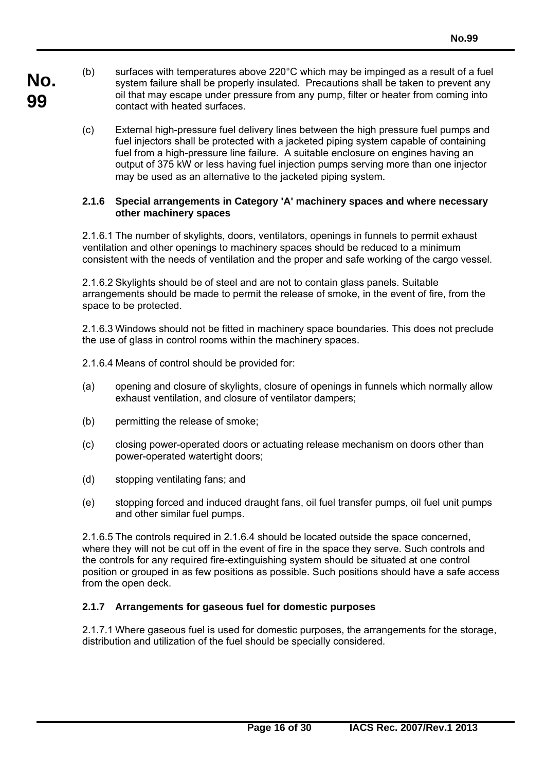(b) surfaces with temperatures above 220°C which may be impinged as a result of a fuel system failure shall be properly insulated. Precautions shall be taken to prevent any oil that may escape under pressure from any pump, filter or heater from coming into contact with heated surfaces.

(c) External high-pressure fuel delivery lines between the high pressure fuel pumps and fuel injectors shall be protected with a jacketed piping system capable of containing fuel from a high-pressure line failure. A suitable enclosure on engines having an output of 375 kW or less having fuel injection pumps serving more than one injector may be used as an alternative to the jacketed piping system.

#### 2.1.6 Special arrangements in Category 'A' machinery spaces and where necessary other machinery spaces

2.1.6.1 The number of skylights, doors, ventilators, openings in funnels to permit exhaust ventilation and other openings to machinery spaces should be reduced to a minimum consistent with the needs of ventilation and the proper and safe working of the cargo vessel.

2.1.6.2 Skylights should be of steel and are not to contain glass panels. Suitable arrangements should be made to permit the release of smoke, in the event of fire, from the space to be protected.

2.1.6.3 Windows should not be fitted in machinery space boundaries. This does not preclude the use of glass in control rooms within the machinery spaces.

2.1.6.4 Means of control should be provided for:

(a) opening and closure of skylights, closure of openings in funnels which normally allow exhaust ventilation, and closure of ventilator dampers;

(b) permitting the release of smoke;

(c) closing power-operated doors or actuating release mechanism on doors other than power-operated watertight doors;

(d) stopping ventilating fans; and

(e) stopping forced and induced draught fans, oil fuel transfer pumps, oil fuel unit pumps and other similar fuel pumps.

2.1.6.5 The controls required in 2.1.6.4 should be located outside the space concerned, where they will not be cut off in the event of fire in the space they serve. Such controls and the controls for any required fire-extinguishing system should be situated at one control position or grouped in as few positions as possible. Such positions should have a safe access from the open deck.

#### 2.1.7 Arrangements for gaseous fuel for domestic purposes

2.1.7.1 Where gaseous fuel is used for domestic purposes, the arrangements for the storage, distribution and utilization of the fuel should be specially considered.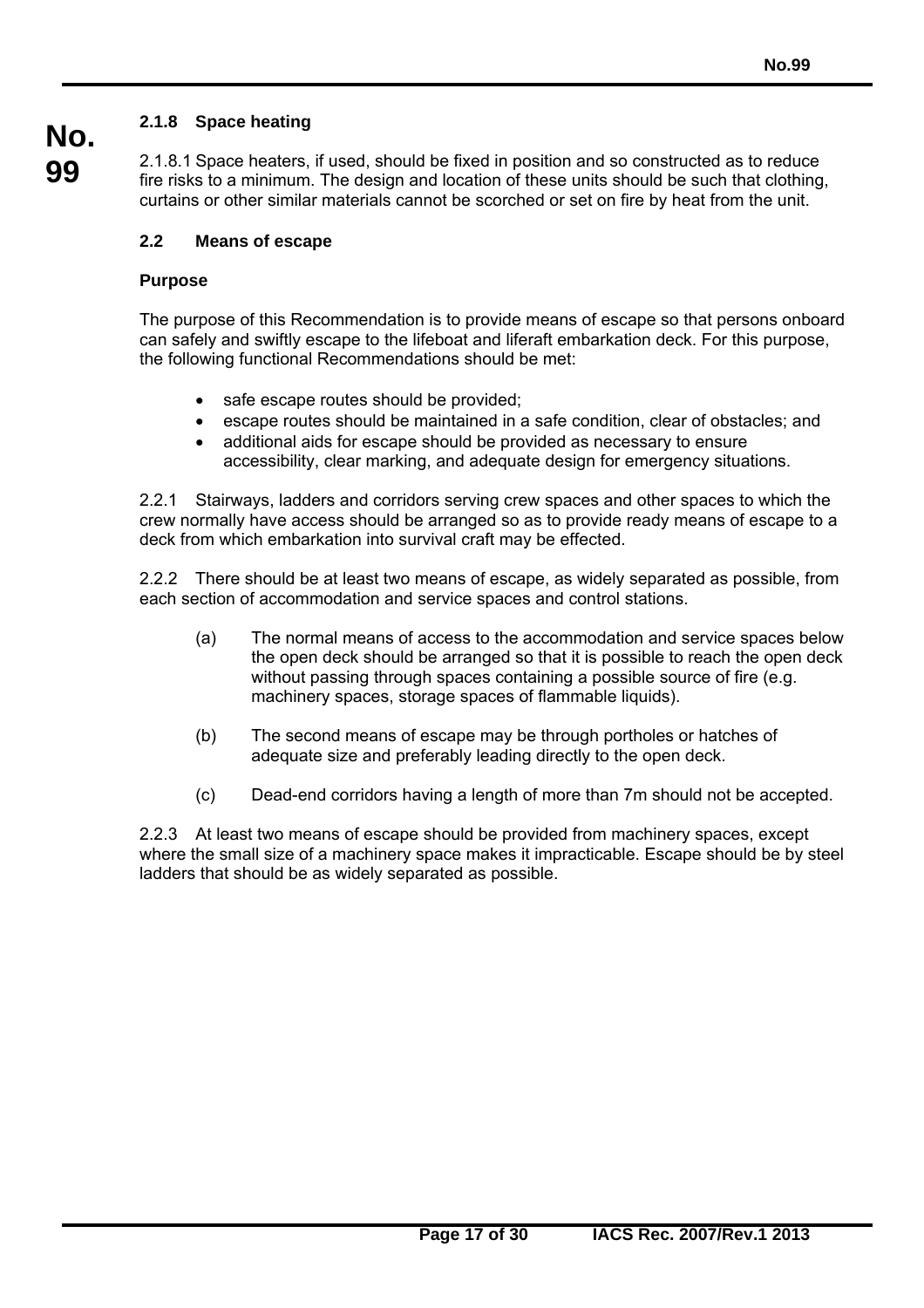#### 2.1.8 Space heating

2.1.8.1 Space heaters, if used, should be fixed in position and so constructed as to reduce fire risks to a minimum. The design and location of these units should be such that clothing, curtains or other similar materials cannot be scorched or set on fire by heat from the unit.

### 2.2 Means of escape

**Purpose**

The purpose of this Recommendation is to provide means of escape so that persons onboard can safely and swiftly escape to the lifeboat and liferaft embarkation deck. For this purpose, the following functional Recommendations should be met:

- safe escape routes should be provided;
- escape routes should be maintained in a safe condition, clear of obstacles; and
- additional aids for escape should be provided as necessary to ensure accessibility, clear marking, and adequate design for emergency situations.

2.2.1 Stairways, ladders and corridors serving crew spaces and other spaces to which the crew normally have access should be arranged so as to provide ready means of escape to a deck from which embarkation into survival craft may be effected.

2.2.2 There should be at least two means of escape, as widely separated as possible, from each section of accommodation and service spaces and control stations.

(a) The normal means of access to the accommodation and service spaces below the open deck should be arranged so that it is possible to reach the open deck without passing through spaces containing a possible source of fire (e.g. machinery spaces, storage spaces of flammable liquids).

(b) The second means of escape may be through portholes or hatches of adequate size and preferably leading directly to the open deck.

(c) Dead-end corridors having a length of more than 7m should not be accepted.

2.2.3 At least two means of escape should be provided from machinery spaces, except where the small size of a machinery space makes it impracticable. Escape should be by steel ladders that should be as widely separated as possible.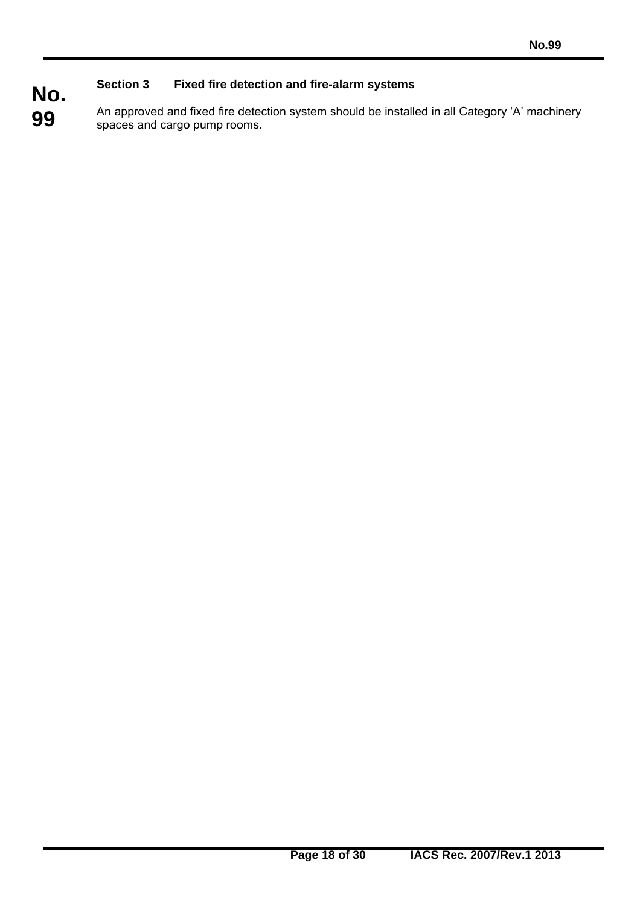### Section 3 Fixed fire detection and fire-alarm systems

An approved and fixed fire detection system should be installed in all Category 'A' machinery spaces and cargo pump rooms.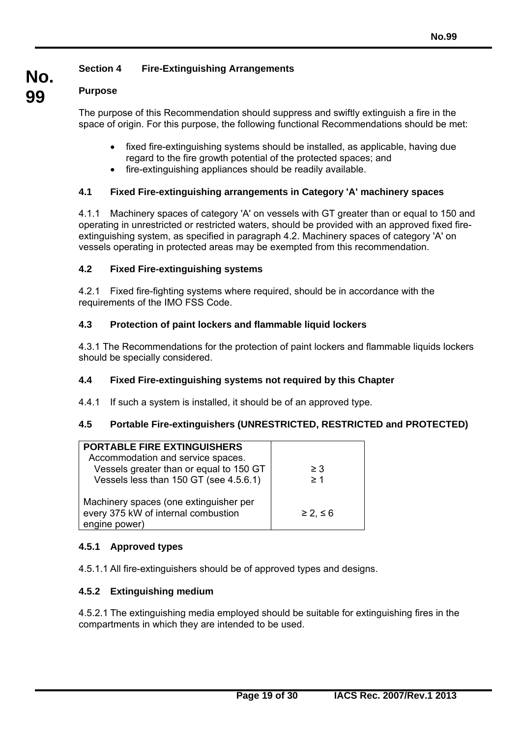## Section 4 Fire-Extinguishing Arrangements

### Purpose

The purpose of this Recommendation should suppress and swiftly extinguish a fire in the space of origin. For this purpose, the following functional Recommendations should be met:

- fixed fire-extinguishing systems should be installed, as applicable, having due regard to the fire growth potential of the protected spaces; and
- fire-extinguishing appliances should be readily available.

### 4.1 Fixed Fire-extinguishing arrangements in Category 'A' machinery spaces

4.1.1 Machinery spaces of category 'A' on vessels with GT greater than or equal to 150 and operating in unrestricted or restricted waters, should be provided with an approved fixed fire-extinguishing system, as specified in paragraph 4.2. Machinery spaces of category 'A' on vessels operating in protected areas may be exempted from this recommendation.

### 4.2 Fixed Fire-extinguishing systems

4.2.1 Fixed fire-fighting systems where required, should be in accordance with the requirements of the IMO FSS Code.

### 4.3 Protection of paint lockers and flammable liquid lockers

4.3.1 The Recommendations for the protection of paint lockers and flammable liquids lockers should be specially considered.

### 4.4 Fixed Fire-extinguishing systems not required by this Chapter

4.4.1 If such a system is installed, it should be of an approved type.

### 4.5 Portable Fire-extinguishers (UNRESTRICTED, RESTRICTED and PROTECTED)

| **PORTABLE FIRE EXTINGUISHERS** | |
|---|---|
| Accommodation and service spaces. | |
| Vessels greater than or equal to 150 GT | ≥ 3 |
| Vessels less than 150 GT (see 4.5.6.1) | ≥ 1 |
| Machinery spaces (one extinguisher per every 375 kW of internal combustion engine power) | ≥ 2, ≤ 6 |

#### 4.5.1 Approved types

4.5.1.1 All fire-extinguishers should be of approved types and designs.

#### 4.5.2 Extinguishing medium

4.5.2.1 The extinguishing media employed should be suitable for extinguishing fires in the compartments in which they are intended to be used.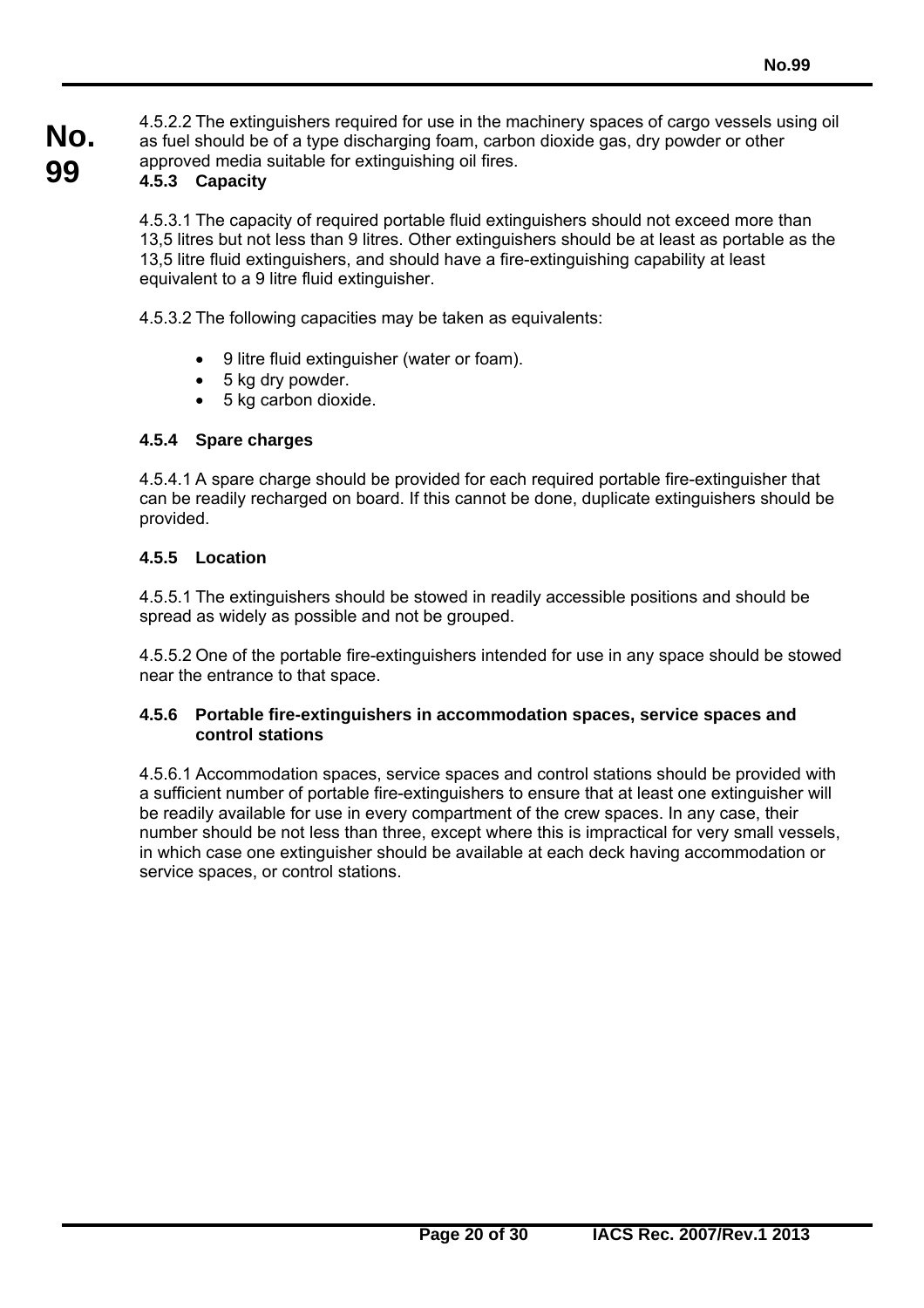4.5.2.2 The extinguishers required for use in the machinery spaces of cargo vessels using oil as fuel should be of a type discharging foam, carbon dioxide gas, dry powder or other approved media suitable for extinguishing oil fires.

### 4.5.3 Capacity

4.5.3.1 The capacity of required portable fluid extinguishers should not exceed more than 13,5 litres but not less than 9 litres. Other extinguishers should be at least as portable as the 13,5 litre fluid extinguishers, and should have a fire-extinguishing capability at least equivalent to a 9 litre fluid extinguisher.

4.5.3.2 The following capacities may be taken as equivalents:

- 9 litre fluid extinguisher (water or foam).
- 5 kg dry powder.
- 5 kg carbon dioxide.

### 4.5.4 Spare charges

4.5.4.1 A spare charge should be provided for each required portable fire-extinguisher that can be readily recharged on board. If this cannot be done, duplicate extinguishers should be provided.

### 4.5.5 Location

4.5.5.1 The extinguishers should be stowed in readily accessible positions and should be spread as widely as possible and not be grouped.

4.5.5.2 One of the portable fire-extinguishers intended for use in any space should be stowed near the entrance to that space.

### 4.5.6 Portable fire-extinguishers in accommodation spaces, service spaces and control stations

4.5.6.1 Accommodation spaces, service spaces and control stations should be provided with a sufficient number of portable fire-extinguishers to ensure that at least one extinguisher will be readily available for use in every compartment of the crew spaces. In any case, their number should be not less than three, except where this is impractical for very small vessels, in which case one extinguisher should be available at each deck having accommodation or service spaces, or control stations.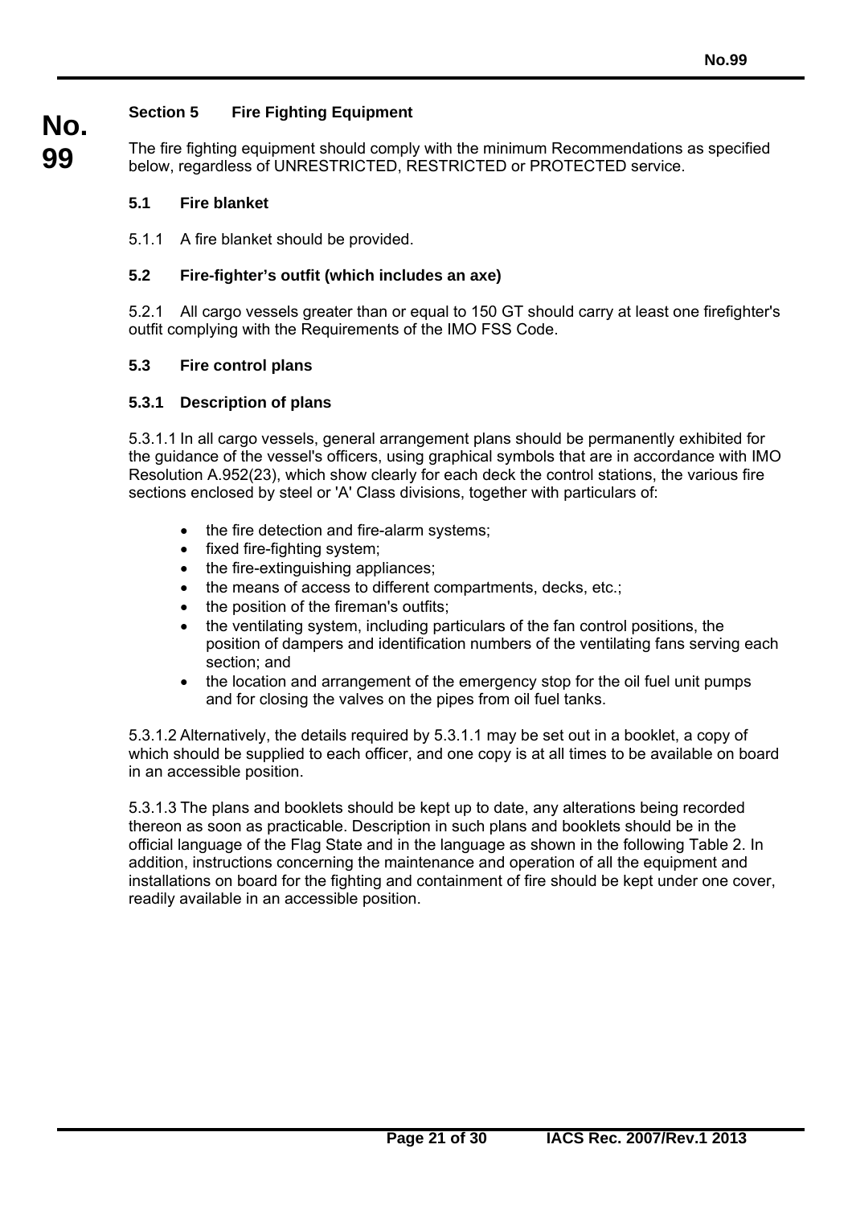## Section 5 Fire Fighting Equipment

The fire fighting equipment should comply with the minimum Recommendations as specified below, regardless of UNRESTRICTED, RESTRICTED or PROTECTED service.

### 5.1 Fire blanket

5.1.1 A fire blanket should be provided.

### 5.2 Fire-fighter's outfit (which includes an axe)

5.2.1 All cargo vessels greater than or equal to 150 GT should carry at least one firefighter's outfit complying with the Requirements of the IMO FSS Code.

### 5.3 Fire control plans

#### 5.3.1 Description of plans

5.3.1.1 In all cargo vessels, general arrangement plans should be permanently exhibited for the guidance of the vessel's officers, using graphical symbols that are in accordance with IMO Resolution A.952(23), which show clearly for each deck the control stations, the various fire sections enclosed by steel or 'A' Class divisions, together with particulars of:

- the fire detection and fire-alarm systems;
- fixed fire-fighting system;
- the fire-extinguishing appliances;
- the means of access to different compartments, decks, etc.;
- the position of the fireman's outfits;
- the ventilating system, including particulars of the fan control positions, the position of dampers and identification numbers of the ventilating fans serving each section; and
- the location and arrangement of the emergency stop for the oil fuel unit pumps and for closing the valves on the pipes from oil fuel tanks.

5.3.1.2 Alternatively, the details required by 5.3.1.1 may be set out in a booklet, a copy of which should be supplied to each officer, and one copy is at all times to be available on board in an accessible position.

5.3.1.3 The plans and booklets should be kept up to date, any alterations being recorded thereon as soon as practicable. Description in such plans and booklets should be in the official language of the Flag State and in the language as shown in the following Table 2. In addition, instructions concerning the maintenance and operation of all the equipment and installations on board for the fighting and containment of fire should be kept under one cover, readily available in an accessible position.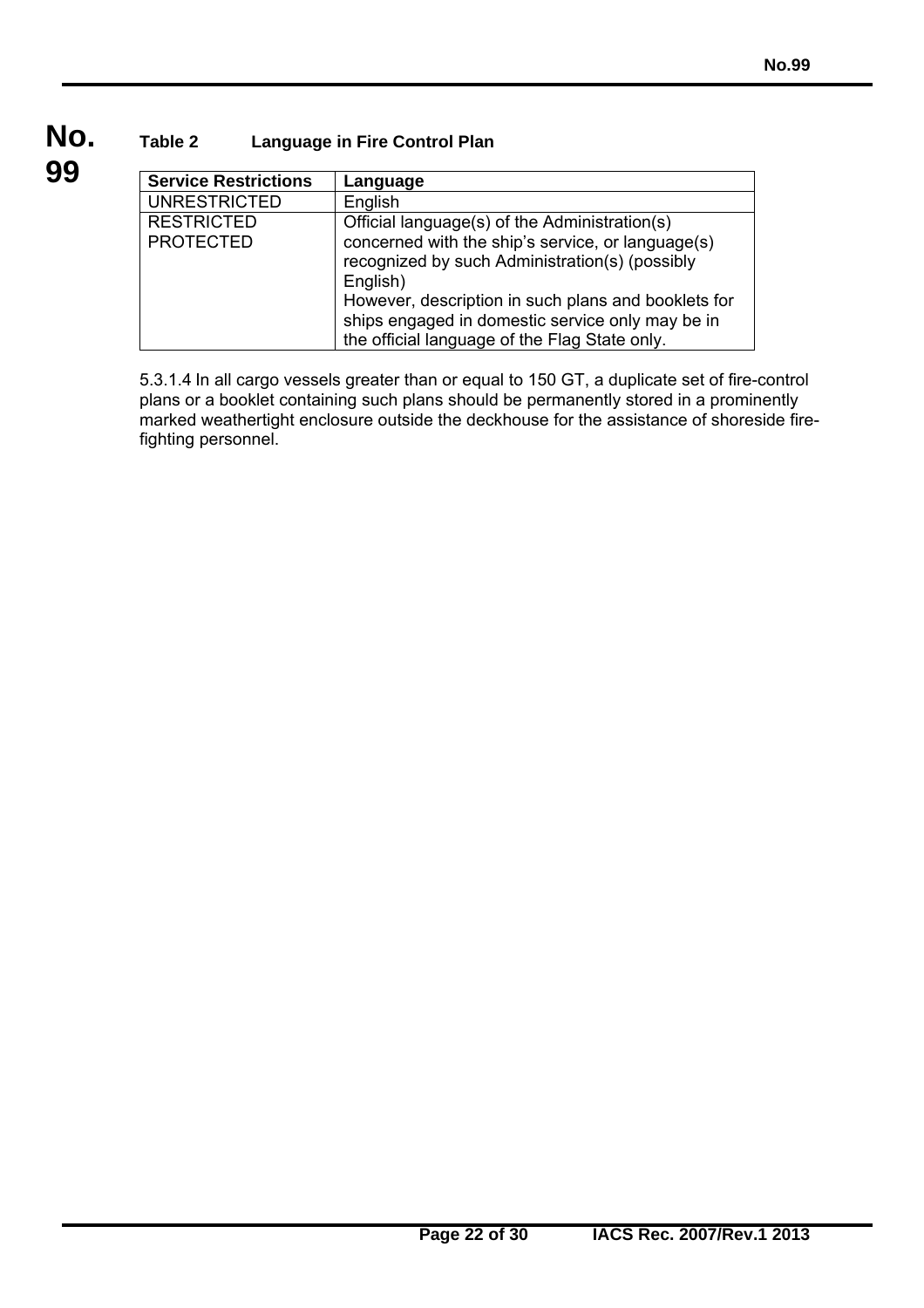**Table 2 Language in Fire Control Plan**

| Service Restrictions | Language |
|---|---|
| UNRESTRICTED | English |
| RESTRICTED<br>PROTECTED | Official language(s) of the Administration(s) concerned with the ship's service, or language(s) recognized by such Administration(s) (possibly English)<br>However, description in such plans and booklets for ships engaged in domestic service only may be in the official language of the Flag State only. |

5.3.1.4 In all cargo vessels greater than or equal to 150 GT, a duplicate set of fire-control plans or a booklet containing such plans should be permanently stored in a prominently marked weathertight enclosure outside the deckhouse for the assistance of shoreside fire-fighting personnel.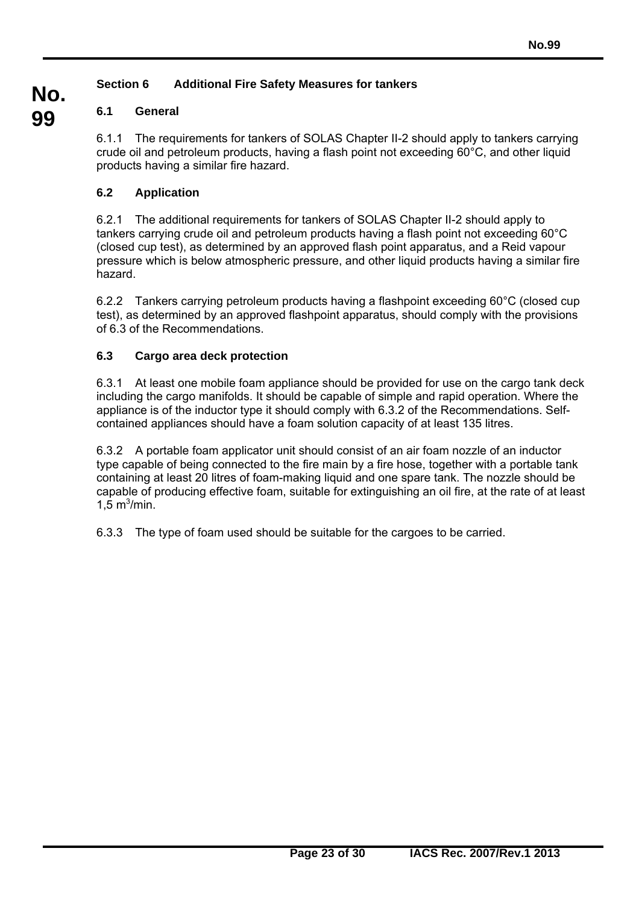## Section 6 Additional Fire Safety Measures for tankers

### 6.1 General

6.1.1 The requirements for tankers of SOLAS Chapter II-2 should apply to tankers carrying crude oil and petroleum products, having a flash point not exceeding 60°C, and other liquid products having a similar fire hazard.

### 6.2 Application

6.2.1 The additional requirements for tankers of SOLAS Chapter II-2 should apply to tankers carrying crude oil and petroleum products having a flash point not exceeding 60°C (closed cup test), as determined by an approved flash point apparatus, and a Reid vapour pressure which is below atmospheric pressure, and other liquid products having a similar fire hazard.

6.2.2 Tankers carrying petroleum products having a flashpoint exceeding 60°C (closed cup test), as determined by an approved flashpoint apparatus, should comply with the provisions of 6.3 of the Recommendations.

### 6.3 Cargo area deck protection

6.3.1 At least one mobile foam appliance should be provided for use on the cargo tank deck including the cargo manifolds. It should be capable of simple and rapid operation. Where the appliance is of the inductor type it should comply with 6.3.2 of the Recommendations. Self-contained appliances should have a foam solution capacity of at least 135 litres.

6.3.2 A portable foam applicator unit should consist of an air foam nozzle of an inductor type capable of being connected to the fire main by a fire hose, together with a portable tank containing at least 20 litres of foam-making liquid and one spare tank. The nozzle should be capable of producing effective foam, suitable for extinguishing an oil fire, at the rate of at least 1,5 $m^3$/min.

6.3.3 The type of foam used should be suitable for the cargoes to be carried.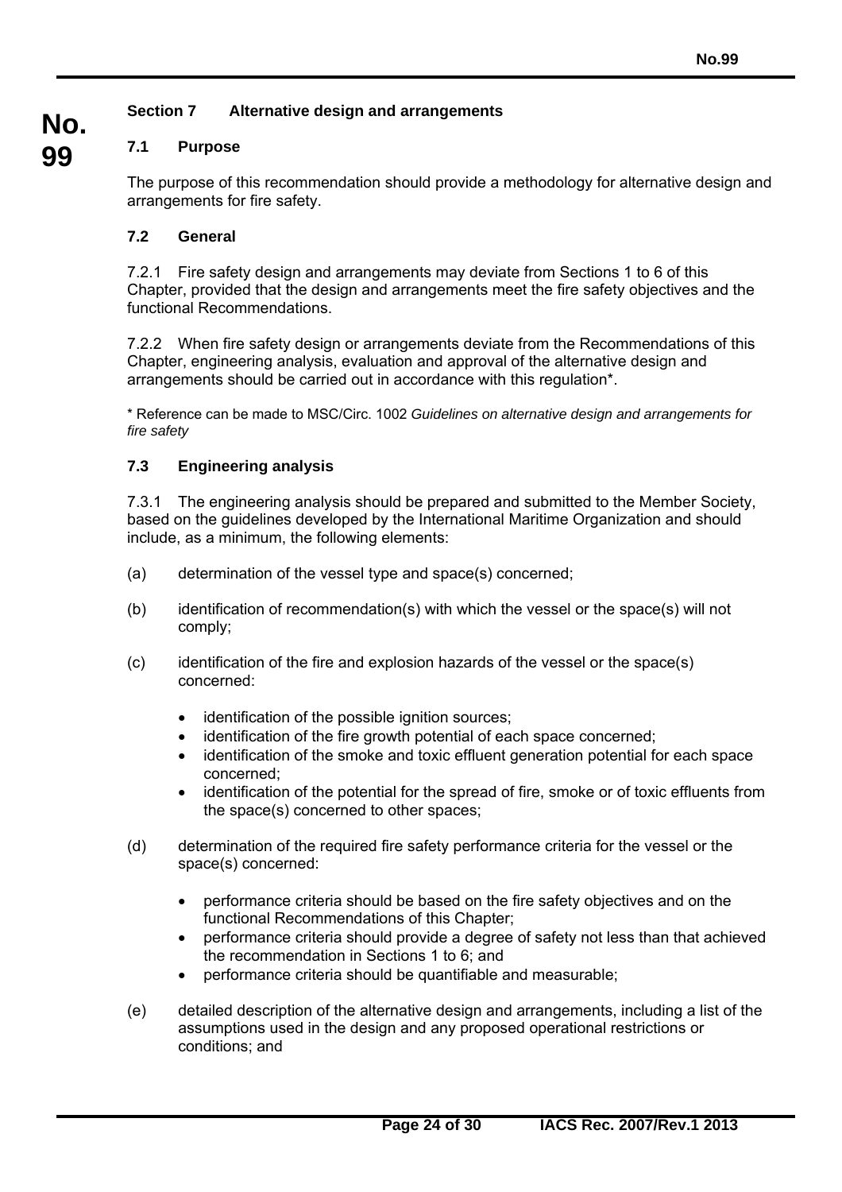### Section 7 Alternative design and arrangements

#### 7.1 Purpose

The purpose of this recommendation should provide a methodology for alternative design and arrangements for fire safety.

#### 7.2 General

7.2.1 Fire safety design and arrangements may deviate from Sections 1 to 6 of this Chapter, provided that the design and arrangements meet the fire safety objectives and the functional Recommendations.

7.2.2 When fire safety design or arrangements deviate from the Recommendations of this Chapter, engineering analysis, evaluation and approval of the alternative design and arrangements should be carried out in accordance with this regulation*.

\* Reference can be made to MSC/Circ. 1002 *Guidelines on alternative design and arrangements for fire safety*

#### 7.3 Engineering analysis

7.3.1 The engineering analysis should be prepared and submitted to the Member Society, based on the guidelines developed by the International Maritime Organization and should include, as a minimum, the following elements:

(a) determination of the vessel type and space(s) concerned;

(b) identification of recommendation(s) with which the vessel or the space(s) will not comply;

(c) identification of the fire and explosion hazards of the vessel or the space(s) concerned:

- identification of the possible ignition sources;
- identification of the fire growth potential of each space concerned;
- identification of the smoke and toxic effluent generation potential for each space concerned;
- identification of the potential for the spread of fire, smoke or of toxic effluents from the space(s) concerned to other spaces;

(d) determination of the required fire safety performance criteria for the vessel or the space(s) concerned:

- performance criteria should be based on the fire safety objectives and on the functional Recommendations of this Chapter;
- performance criteria should provide a degree of safety not less than that achieved the recommendation in Sections 1 to 6; and
- performance criteria should be quantifiable and measurable;

(e) detailed description of the alternative design and arrangements, including a list of the assumptions used in the design and any proposed operational restrictions or conditions; and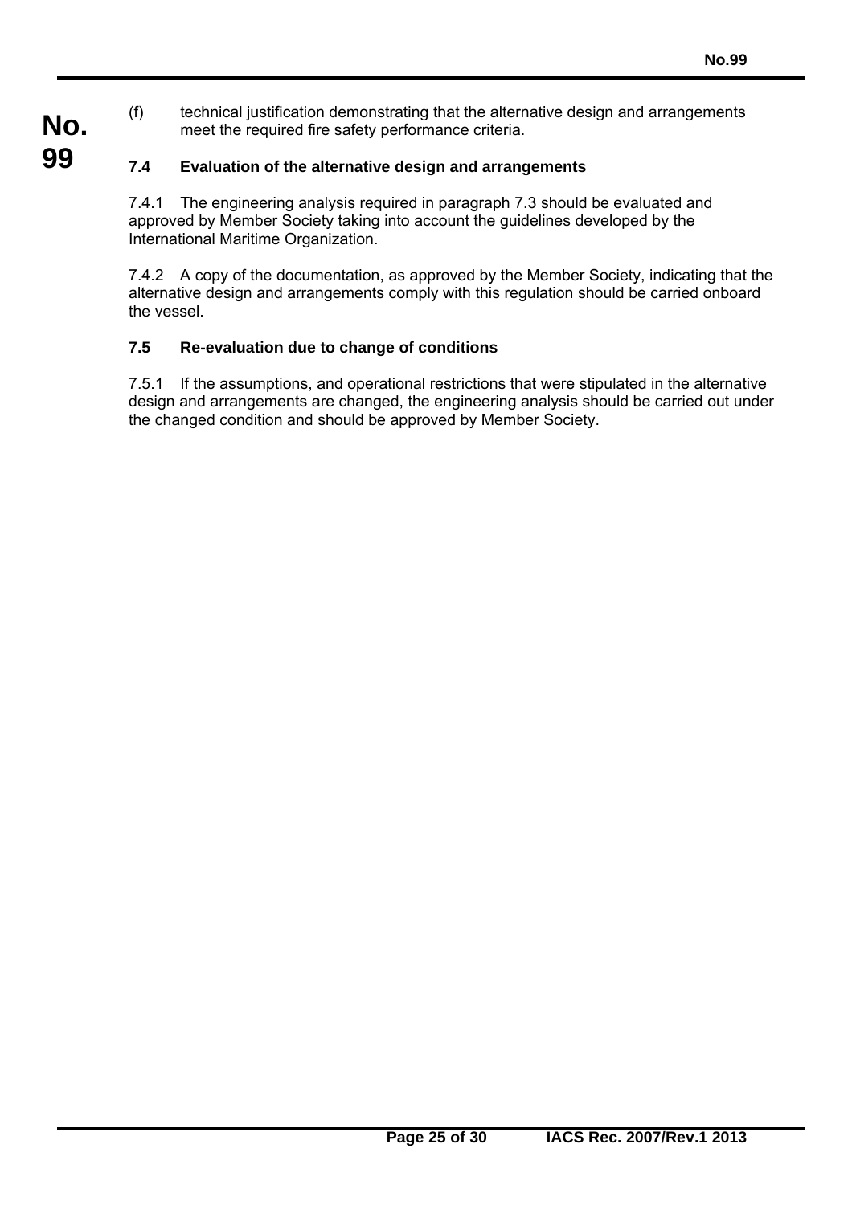(f) technical justification demonstrating that the alternative design and arrangements meet the required fire safety performance criteria.

### 7.4 Evaluation of the alternative design and arrangements

7.4.1 The engineering analysis required in paragraph 7.3 should be evaluated and approved by Member Society taking into account the guidelines developed by the International Maritime Organization.

7.4.2 A copy of the documentation, as approved by the Member Society, indicating that the alternative design and arrangements comply with this regulation should be carried onboard the vessel.

### 7.5 Re-evaluation due to change of conditions

7.5.1 If the assumptions, and operational restrictions that were stipulated in the alternative design and arrangements are changed, the engineering analysis should be carried out under the changed condition and should be approved by Member Society.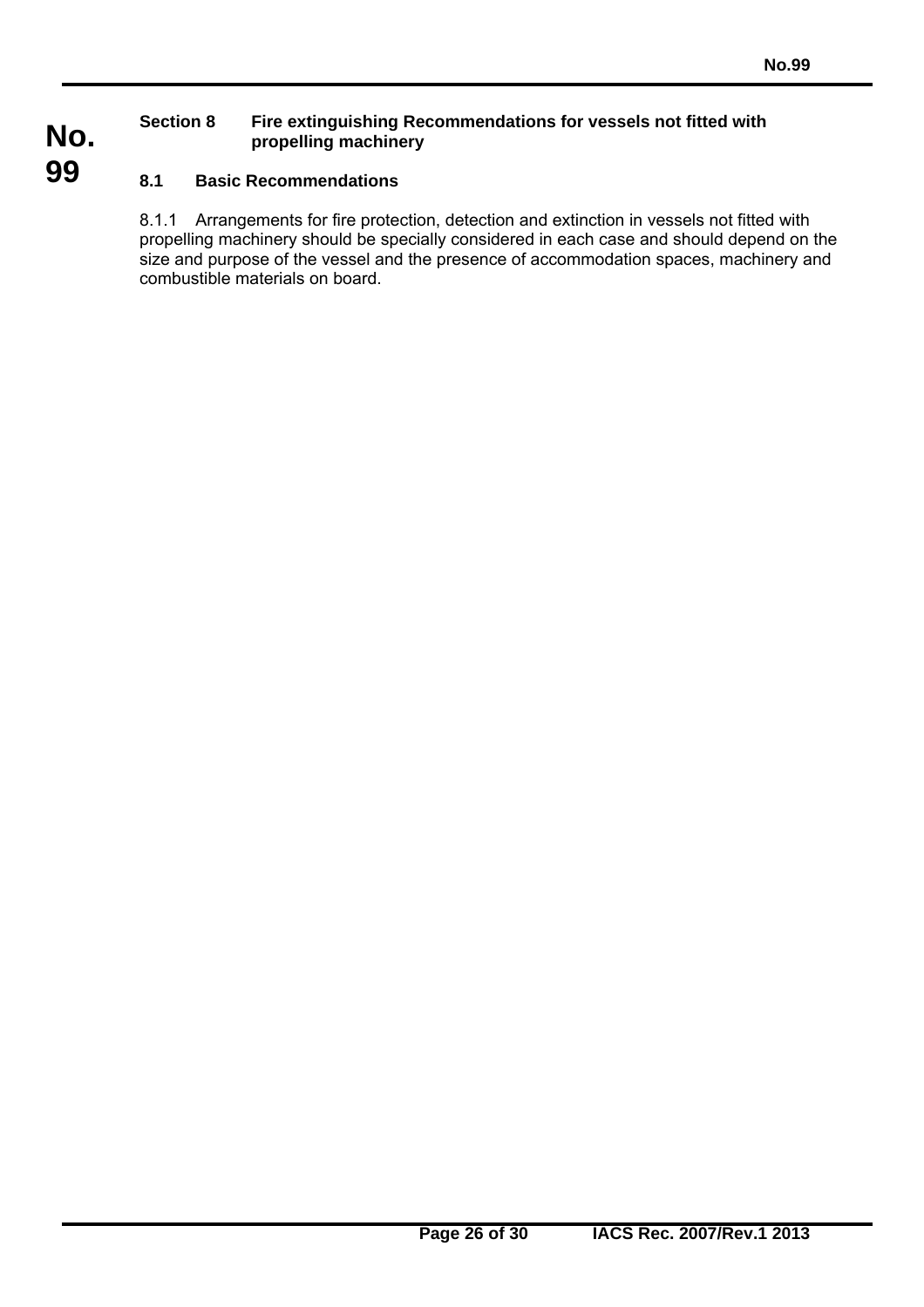## Section 8 Fire extinguishing Recommendations for vessels not fitted with propelling machinery

### 8.1 Basic Recommendations

8.1.1 Arrangements for fire protection, detection and extinction in vessels not fitted with propelling machinery should be specially considered in each case and should depend on the size and purpose of the vessel and the presence of accommodation spaces, machinery and combustible materials on board.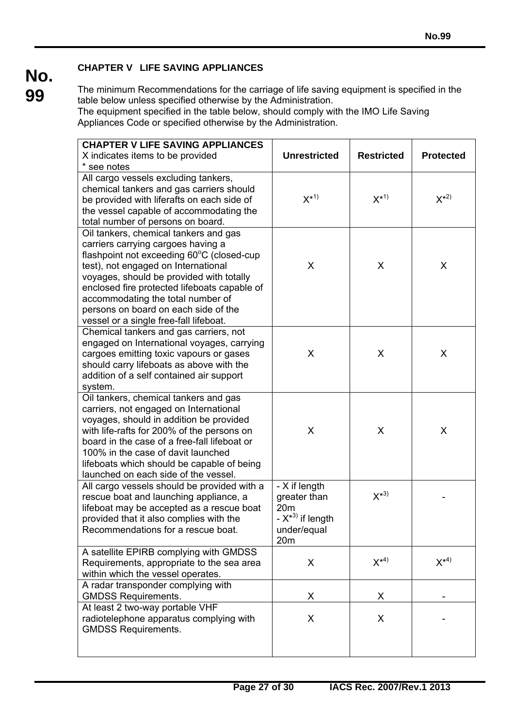## CHAPTER V LIFE SAVING APPLIANCES

The minimum Recommendations for the carriage of life saving equipment is specified in the table below unless specified otherwise by the Administration.
The equipment specified in the table below, should comply with the IMO Life Saving Appliances Code or specified otherwise by the Administration.

| **CHAPTER V LIFE SAVING APPLIANCES** X indicates items to be provided * see notes | **Unrestricted** | **Restricted** | **Protected** |
|---|---|---|---|
| All cargo vessels excluding tankers, chemical tankers and gas carriers should be provided with liferafts on each side of the vessel capable of accommodating the total number of persons on board. | X*1) | X*1) | X*2) |
| Oil tankers, chemical tankers and gas carriers carrying cargoes having a flashpoint not exceeding 60°C (closed-cup test), not engaged on International voyages, should be provided with totally enclosed fire protected lifeboats capable of accommodating the total number of persons on board on each side of the vessel or a single free-fall lifeboat. | X | X | X |
| Chemical tankers and gas carriers, not engaged on International voyages, carrying cargoes emitting toxic vapours or gases should carry lifeboats as above with the addition of a self contained air support system. | X | X | X |
| Oil tankers, chemical tankers and gas carriers, not engaged on International voyages, should in addition be provided with life-rafts for 200% of the persons on board in the case of a free-fall lifeboat or 100% in the case of davit launched lifeboats which should be capable of being launched on each side of the vessel. | X | X | X |
| All cargo vessels should be provided with a rescue boat and launching appliance, a lifeboat may be accepted as a rescue boat provided that it also complies with the Recommendations for a rescue boat. | - X if length greater than 20m<br>- X*3) if length under/equal 20m | X*3) | - |
| A satellite EPIRB complying with GMDSS Requirements, appropriate to the sea area within which the vessel operates. | X | X*4) | X*4) |
| A radar transponder complying with GMDSS Requirements. | X | X | - |
| At least 2 two-way portable VHF radiotelephone apparatus complying with GMDSS Requirements. | X | X | - |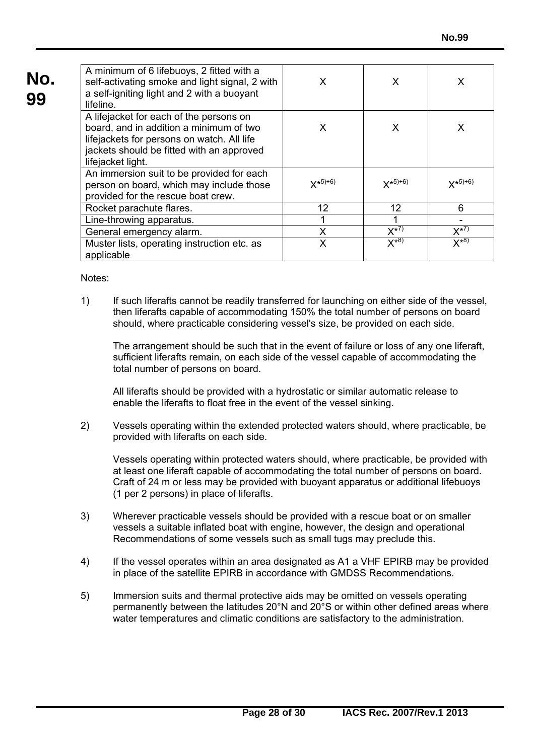| | | | |
|---|---|---|---|
| A minimum of 6 lifebuoys, 2 fitted with a self-activating smoke and light signal, 2 with a self-igniting light and 2 with a buoyant lifeline. | X | X | X |
| A lifejacket for each of the persons on board, and in addition a minimum of two lifejackets for persons on watch. All life jackets should be fitted with an approved lifejacket light. | X | X | X |
| An immersion suit to be provided for each person on board, which may include those provided for the rescue boat crew. | X*[5)+6)] | X*[5)+6)] | X*[5)+6)] |
| Rocket parachute flares. | 12 | 12 | 6 |
| Line-throwing apparatus. | 1 | 1 | - |
| General emergency alarm. | X | X*[7)] | X*[7)] |
| Muster lists, operating instruction etc. as applicable | X | X*[8)] | X*[8)] |

Notes:

1) If such liferafts cannot be readily transferred for launching on either side of the vessel, then liferafts capable of accommodating 150% the total number of persons on board should, where practicable considering vessel's size, be provided on each side.

   The arrangement should be such that in the event of failure or loss of any one liferaft, sufficient liferafts remain, on each side of the vessel capable of accommodating the total number of persons on board.

   All liferafts should be provided with a hydrostatic or similar automatic release to enable the liferafts to float free in the event of the vessel sinking.

2) Vessels operating within the extended protected waters should, where practicable, be provided with liferafts on each side.

   Vessels operating within protected waters should, where practicable, be provided with at least one liferaft capable of accommodating the total number of persons on board. Craft of 24 m or less may be provided with buoyant apparatus or additional lifebuoys (1 per 2 persons) in place of liferafts.

3) Wherever practicable vessels should be provided with a rescue boat or on smaller vessels a suitable inflated boat with engine, however, the design and operational Recommendations of some vessels such as small tugs may preclude this.

4) If the vessel operates within an area designated as A1 a VHF EPIRB may be provided in place of the satellite EPIRB in accordance with GMDSS Recommendations.

5) Immersion suits and thermal protective aids may be omitted on vessels operating permanently between the latitudes 20°N and 20°S or within other defined areas where water temperatures and climatic conditions are satisfactory to the administration.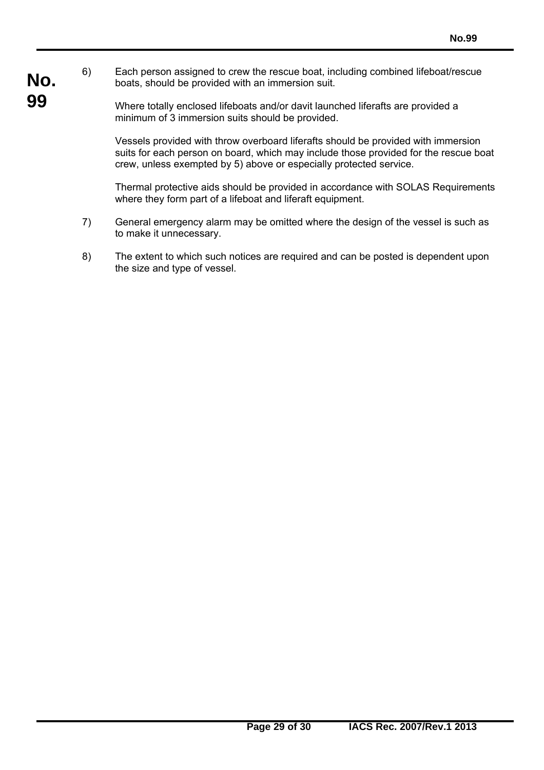6) Each person assigned to crew the rescue boat, including combined lifeboat/rescue boats, should be provided with an immersion suit.

   Where totally enclosed lifeboats and/or davit launched liferafts are provided a minimum of 3 immersion suits should be provided.

   Vessels provided with throw overboard liferafts should be provided with immersion suits for each person on board, which may include those provided for the rescue boat crew, unless exempted by 5) above or especially protected service.

   Thermal protective aids should be provided in accordance with SOLAS Requirements where they form part of a lifeboat and liferaft equipment.

7) General emergency alarm may be omitted where the design of the vessel is such as to make it unnecessary.

8) The extent to which such notices are required and can be posted is dependent upon the size and type of vessel.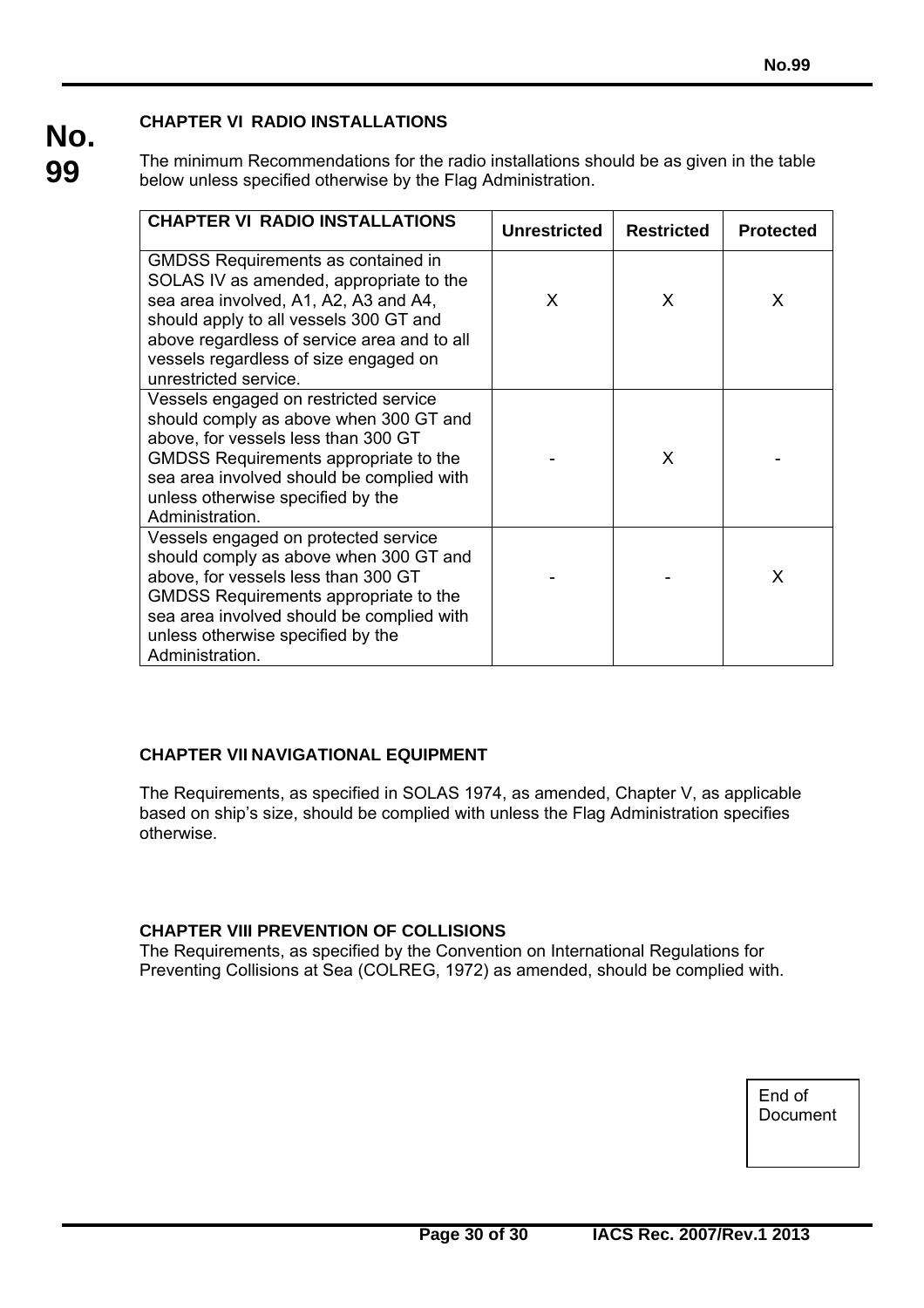## CHAPTER VI RADIO INSTALLATIONS

The minimum Recommendations for the radio installations should be as given in the table below unless specified otherwise by the Flag Administration.

| CHAPTER VI RADIO INSTALLATIONS | Unrestricted | Restricted | Protected |
|---|---|---|---|
| GMDSS Requirements as contained in SOLAS IV as amended, appropriate to the sea area involved, A1, A2, A3 and A4, should apply to all vessels 300 GT and above regardless of service area and to all vessels regardless of size engaged on unrestricted service. | X | X | X |
| Vessels engaged on restricted service should comply as above when 300 GT and above, for vessels less than 300 GT GMDSS Requirements appropriate to the sea area involved should be complied with unless otherwise specified by the Administration. | - | X | - |
| Vessels engaged on protected service should comply as above when 300 GT and above, for vessels less than 300 GT GMDSS Requirements appropriate to the sea area involved should be complied with unless otherwise specified by the Administration. | - | - | X |

## CHAPTER VII NAVIGATIONAL EQUIPMENT

The Requirements, as specified in SOLAS 1974, as amended, Chapter V, as applicable based on ship's size, should be complied with unless the Flag Administration specifies otherwise.

## CHAPTER VIII PREVENTION OF COLLISIONS

The Requirements, as specified by the Convention on International Regulations for Preventing Collisions at Sea (COLREG, 1972) as amended, should be complied with.

End of Document